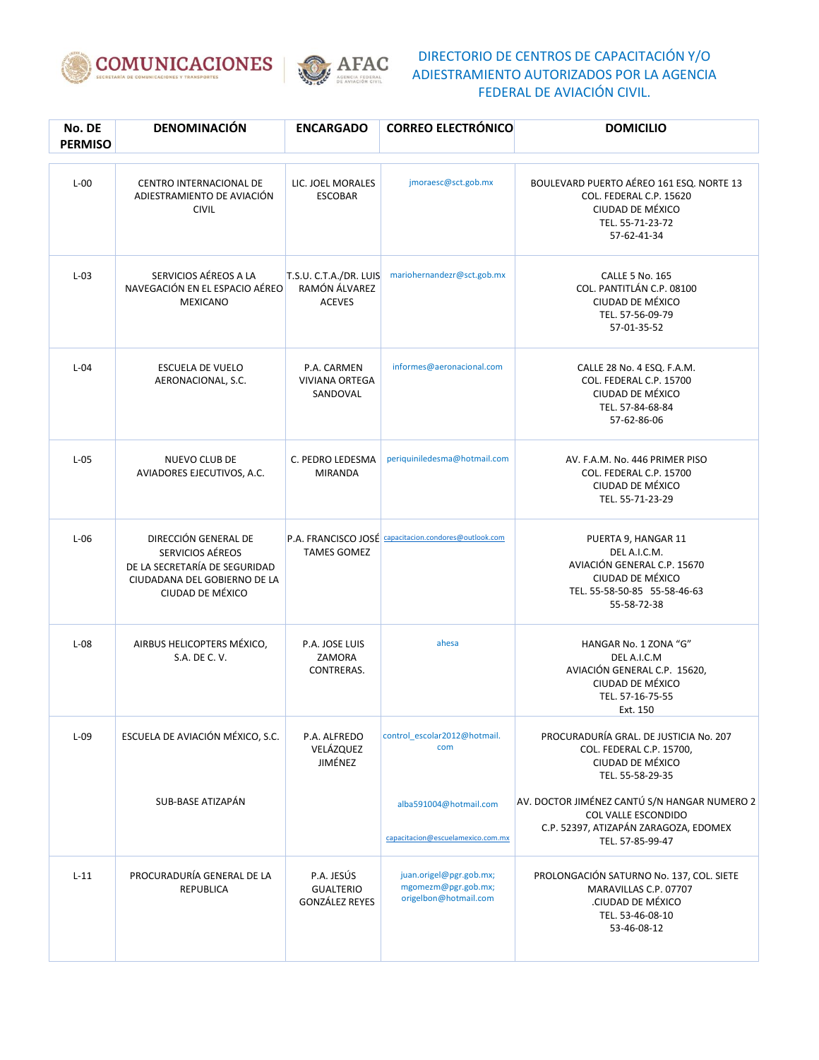COMUNICACIONES SECRETARÍA DE COMUNICACIONES Y TRANSPORTES

AFAC AGENCIA FEDERAL DE AVIACIÓN CIVIL

# DIRECTORIO DE CENTROS DE CAPACITACIÓN Y/O ADIESTRAMIENTO AUTORIZADOS POR LA AGENCIA FEDERAL DE AVIACIÓN CIVIL.

| No. DE PERMISO | DENOMINACIÓN | ENCARGADO | CORREO ELECTRÓNICO | DOMICILIO |
|---|---|---|---|---|
| L-00 | CENTRO INTERNACIONAL DE ADIESTRAMIENTO DE AVIACIÓN CIVIL | LIC. JOEL MORALES ESCOBAR | jmoraesc@sct.gob.mx | BOULEVARD PUERTO AÉREO 161 ESQ. NORTE 13 COL. FEDERAL C.P. 15620 CIUDAD DE MÉXICO TEL. 55-71-23-72 57-62-41-34 |
| L-03 | SERVICIOS AÉREOS A LA NAVEGACIÓN EN EL ESPACIO AÉREO MEXICANO | T.S.U. C.T.A./DR. LUIS RAMÓN ÁLVAREZ ACEVES | mariohernandezr@sct.gob.mx | CALLE 5 No. 165 COL. PANTITLÁN C.P. 08100 CIUDAD DE MÉXICO TEL. 57-56-09-79 57-01-35-52 |
| L-04 | ESCUELA DE VUELO AERONACIONAL, S.C. | P.A. CARMEN VIVIANA ORTEGA SANDOVAL | informes@aeronacional.com | CALLE 28 No. 4 ESQ. F.A.M. COL. FEDERAL C.P. 15700 CIUDAD DE MÉXICO TEL. 57-84-68-84 57-62-86-06 |
| L-05 | NUEVO CLUB DE AVIADORES EJECUTIVOS, A.C. | C. PEDRO LEDESMA MIRANDA | periquiniledesma@hotmail.com | AV. F.A.M. No. 446 PRIMER PISO COL. FEDERAL C.P. 15700 CIUDAD DE MÉXICO TEL. 55-71-23-29 |
| L-06 | DIRECCIÓN GENERAL DE SERVICIOS AÉREOS DE LA SECRETARÍA DE SEGURIDAD CIUDADANA DEL GOBIERNO DE LA CIUDAD DE MÉXICO | P.A. FRANCISCO JOSÉ TAMES GOMEZ | capacitacion.condores@outlook.com | PUERTA 9, HANGAR 11 DEL A.I.C.M. AVIACIÓN GENERAL C.P. 15670 CIUDAD DE MÉXICO TEL. 55-58-50-85 55-58-46-63 55-58-72-38 |
| L-08 | AIRBUS HELICOPTERS MÉXICO, S.A. DE C. V. | P.A. JOSE LUIS ZAMORA CONTRERAS. | ahesa | HANGAR No. 1 ZONA "G" DEL A.I.C.M AVIACIÓN GENERAL C.P. 15620, CIUDAD DE MÉXICO TEL. 57-16-75-55 Ext. 150 |
| L-09 | ESCUELA DE AVIACIÓN MÉXICO, S.C. | P.A. ALFREDO VELÁZQUEZ JIMÉNEZ | control_escolar2012@hotmail.com | PROCURADURÍA GRAL. DE JUSTICIA No. 207 COL. FEDERAL C.P. 15700, CIUDAD DE MÉXICO TEL. 55-58-29-35 |
| | SUB-BASE ATIZAPÁN | | alba591004@hotmail.com capacitacion@escuelamexico.com.mx | AV. DOCTOR JIMÉNEZ CANTÚ S/N HANGAR NUMERO 2 COL VALLE ESCONDIDO C.P. 52397, ATIZAPÁN ZARAGOZA, EDOMEX TEL. 57-85-99-47 |
| L-11 | PROCURADURÍA GENERAL DE LA REPUBLICA | P.A. JESÚS GUALTERIO GONZÁLEZ REYES | juan.origel@pgr.gob.mx; mgomezm@pgr.gob.mx; origelbon@hotmail.com | PROLONGACIÓN SATURNO No. 137, COL. SIETE MARAVILLAS C.P. 07707 .CIUDAD DE MÉXICO TEL. 53-46-08-10 53-46-08-12 |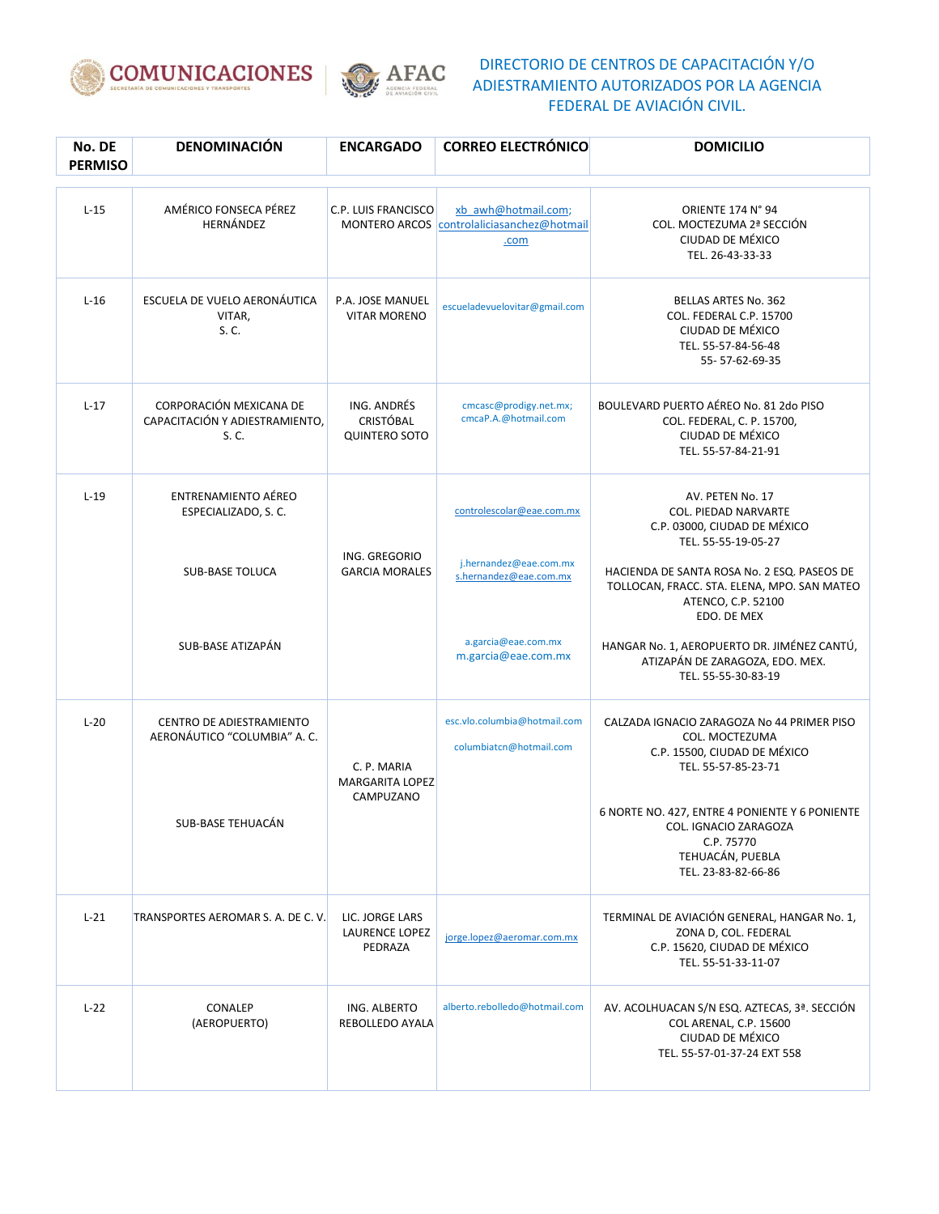# DIRECTORIO DE CENTROS DE CAPACITACIÓN Y/O ADIESTRAMIENTO AUTORIZADOS POR LA AGENCIA FEDERAL DE AVIACIÓN CIVIL.

| No. DE PERMISO | DENOMINACIÓN | ENCARGADO | CORREO ELECTRÓNICO | DOMICILIO |
|---|---|---|---|---|
| L-15 | AMÉRICO FONSECA PÉREZ HERNÁNDEZ | C.P. LUIS FRANCISCO MONTERO ARCOS | xb_awh@hotmail.com; controlaliciasanchez@hotmail.com | ORIENTE 174 N° 94<br>COL. MOCTEZUMA 2ª SECCIÓN<br>CIUDAD DE MÉXICO<br>TEL. 26-43-33-33 |
| L-16 | ESCUELA DE VUELO AERONÁUTICA VITAR, S. C. | P.A. JOSE MANUEL VITAR MORENO | escueladevuelovitar@gmail.com | BELLAS ARTES No. 362<br>COL. FEDERAL C.P. 15700<br>CIUDAD DE MÉXICO<br>TEL. 55-57-84-56-48<br>55- 57-62-69-35 |
| L-17 | CORPORACIÓN MEXICANA DE CAPACITACIÓN Y ADIESTRAMIENTO, S. C. | ING. ANDRÉS CRISTÓBAL QUINTERO SOTO | cmcasc@prodigy.net.mx; cmcaP.A.@hotmail.com | BOULEVARD PUERTO AÉREO No. 81 2do PISO<br>COL. FEDERAL, C. P. 15700,<br>CIUDAD DE MÉXICO<br>TEL. 55-57-84-21-91 |
| L-19 | ENTRENAMIENTO AÉREO ESPECIALIZADO, S. C. | ING. GREGORIO GARCIA MORALES | controlescolar@eae.com.mx | AV. PETEN No. 17<br>COL. PIEDAD NARVARTE<br>C.P. 03000, CIUDAD DE MÉXICO<br>TEL. 55-55-19-05-27 |
| | SUB-BASE TOLUCA | | j.hernandez@eae.com.mx<br>s.hernandez@eae.com.mx | HACIENDA DE SANTA ROSA No. 2 ESQ. PASEOS DE TOLLOCAN, FRACC. STA. ELENA, MPO. SAN MATEO ATENCO, C.P. 52100<br>EDO. DE MEX |
| | SUB-BASE ATIZAPÁN | | a.garcia@eae.com.mx<br>m.garcia@eae.com.mx | HANGAR No. 1, AEROPUERTO DR. JIMÉNEZ CANTÚ, ATIZAPÁN DE ZARAGOZA, EDO. MEX.<br>TEL. 55-55-30-83-19 |
| L-20 | CENTRO DE ADIESTRAMIENTO AERONÁUTICO "COLUMBIA" A. C. | C. P. MARIA MARGARITA LOPEZ CAMPUZANO | esc.vlo.columbia@hotmail.com<br>columbiatcn@hotmail.com | CALZADA IGNACIO ZARAGOZA No 44 PRIMER PISO<br>COL. MOCTEZUMA<br>C.P. 15500, CIUDAD DE MÉXICO<br>TEL. 55-57-85-23-71 |
| | SUB-BASE TEHUACÁN | | | 6 NORTE NO. 427, ENTRE 4 PONIENTE Y 6 PONIENTE<br>COL. IGNACIO ZARAGOZA<br>C.P. 75770<br>TEHUACÁN, PUEBLA<br>TEL. 23-83-82-66-86 |
| L-21 | TRANSPORTES AEROMAR S. A. DE C. V. | LIC. JORGE LARS LAURENCE LOPEZ PEDRAZA | jorge.lopez@aeromar.com.mx | TERMINAL DE AVIACIÓN GENERAL, HANGAR No. 1, ZONA D, COL. FEDERAL<br>C.P. 15620, CIUDAD DE MÉXICO<br>TEL. 55-51-33-11-07 |
| L-22 | CONALEP (AEROPUERTO) | ING. ALBERTO REBOLLEDO AYALA | alberto.rebolledo@hotmail.com | AV. ACOLHUACAN S/N ESQ. AZTECAS, 3ª. SECCIÓN<br>COL ARENAL, C.P. 15600<br>CIUDAD DE MÉXICO<br>TEL. 55-57-01-37-24 EXT 558 |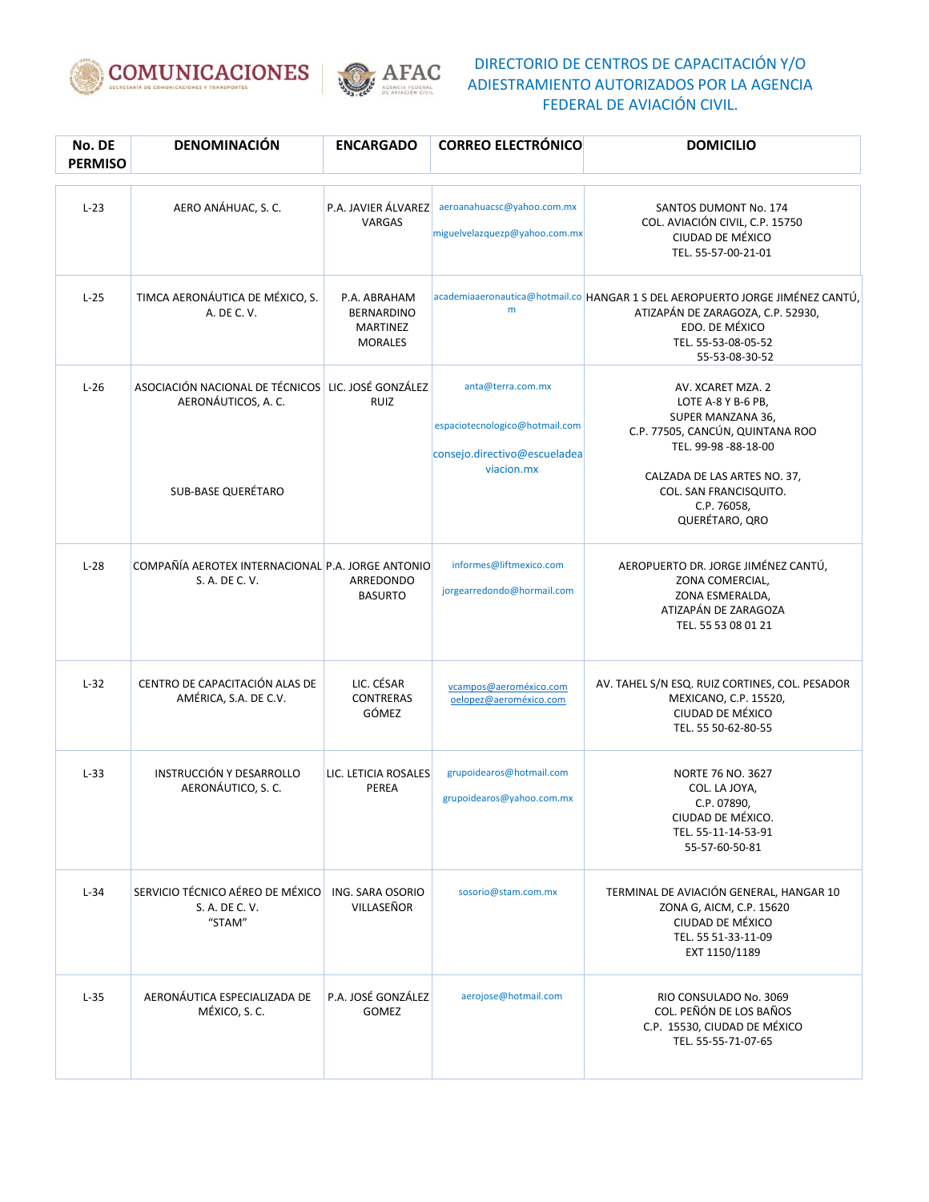DIRECTORIO DE CENTROS DE CAPACITACIÓN Y/O ADIESTRAMIENTO AUTORIZADOS POR LA AGENCIA FEDERAL DE AVIACIÓN CIVIL.

| No. DE PERMISO | DENOMINACIÓN | ENCARGADO | CORREO ELECTRÓNICO | DOMICILIO |
|---|---|---|---|---|
| L-23 | AERO ANÁHUAC, S. C. | P.A. JAVIER ÁLVAREZ VARGAS | aeroanahuacsc@yahoo.com.mx<br>miguelvelazquezp@yahoo.com.mx | SANTOS DUMONT No. 174<br>COL. AVIACIÓN CIVIL, C.P. 15750<br>CIUDAD DE MÉXICO<br>TEL. 55-57-00-21-01 |
| L-25 | TIMCA AERONÁUTICA DE MÉXICO, S. A. DE C. V. | P.A. ABRAHAM BERNARDINO MARTINEZ MORALES | academiaaeronautica@hotmail.com | HANGAR 1 S DEL AEROPUERTO JORGE JIMÉNEZ CANTÚ, ATIZAPÁN DE ZARAGOZA, C.P. 52930, EDO. DE MÉXICO<br>TEL. 55-53-08-05-52<br>55-53-08-30-52 |
| L-26 | ASOCIACIÓN NACIONAL DE TÉCNICOS AERONÁUTICOS, A. C.<br><br>SUB-BASE QUERÉTARO | LIC. JOSÉ GONZÁLEZ RUIZ | anta@terra.com.mx<br>espaciotecnologico@hotmail.com<br>consejo.directivo@escueladeaviacion.mx | AV. XCARET MZA. 2<br>LOTE A-8 Y B-6 PB,<br>SUPER MANZANA 36,<br>C.P. 77505, CANCÚN, QUINTANA ROO<br>TEL. 99-98 -88-18-00<br><br>CALZADA DE LAS ARTES NO. 37,<br>COL. SAN FRANCISQUITO.<br>C.P. 76058,<br>QUERÉTARO, QRO |
| L-28 | COMPAÑÍA AEROTEX INTERNACIONAL S. A. DE C. V. | P.A. JORGE ANTONIO ARREDONDO BASURTO | informes@liftmexico.com<br>jorgearredondo@hormail.com | AEROPUERTO DR. JORGE JIMÉNEZ CANTÚ,<br>ZONA COMERCIAL,<br>ZONA ESMERALDA,<br>ATIZAPÁN DE ZARAGOZA<br>TEL. 55 53 08 01 21 |
| L-32 | CENTRO DE CAPACITACIÓN ALAS DE AMÉRICA, S.A. DE C.V. | LIC. CÉSAR CONTRERAS GÓMEZ | vcampos@aeroméxico.com<br>oelopez@aeroméxico.com | AV. TAHEL S/N ESQ. RUIZ CORTINES, COL. PESADOR MEXICANO, C.P. 15520,<br>CIUDAD DE MÉXICO<br>TEL. 55 50-62-80-55 |
| L-33 | INSTRUCCIÓN Y DESARROLLO AERONÁUTICO, S. C. | LIC. LETICIA ROSALES PEREA | grupoidearos@hotmail.com<br>grupoidearos@yahoo.com.mx | NORTE 76 NO. 3627<br>COL. LA JOYA,<br>C.P. 07890,<br>CIUDAD DE MÉXICO.<br>TEL. 55-11-14-53-91<br>55-57-60-50-81 |
| L-34 | SERVICIO TÉCNICO AÉREO DE MÉXICO S. A. DE C. V.<br>"STAM" | ING. SARA OSORIO VILLASEÑOR | sosorio@stam.com.mx | TERMINAL DE AVIACIÓN GENERAL, HANGAR 10<br>ZONA G, AICM, C.P. 15620<br>CIUDAD DE MÉXICO<br>TEL. 55 51-33-11-09<br>EXT 1150/1189 |
| L-35 | AERONÁUTICA ESPECIALIZADA DE MÉXICO, S. C. | P.A. JOSÉ GONZÁLEZ GOMEZ | aerojose@hotmail.com | RIO CONSULADO No. 3069<br>COL. PEÑÓN DE LOS BAÑOS<br>C.P. 15530, CIUDAD DE MÉXICO<br>TEL. 55-55-71-07-65 |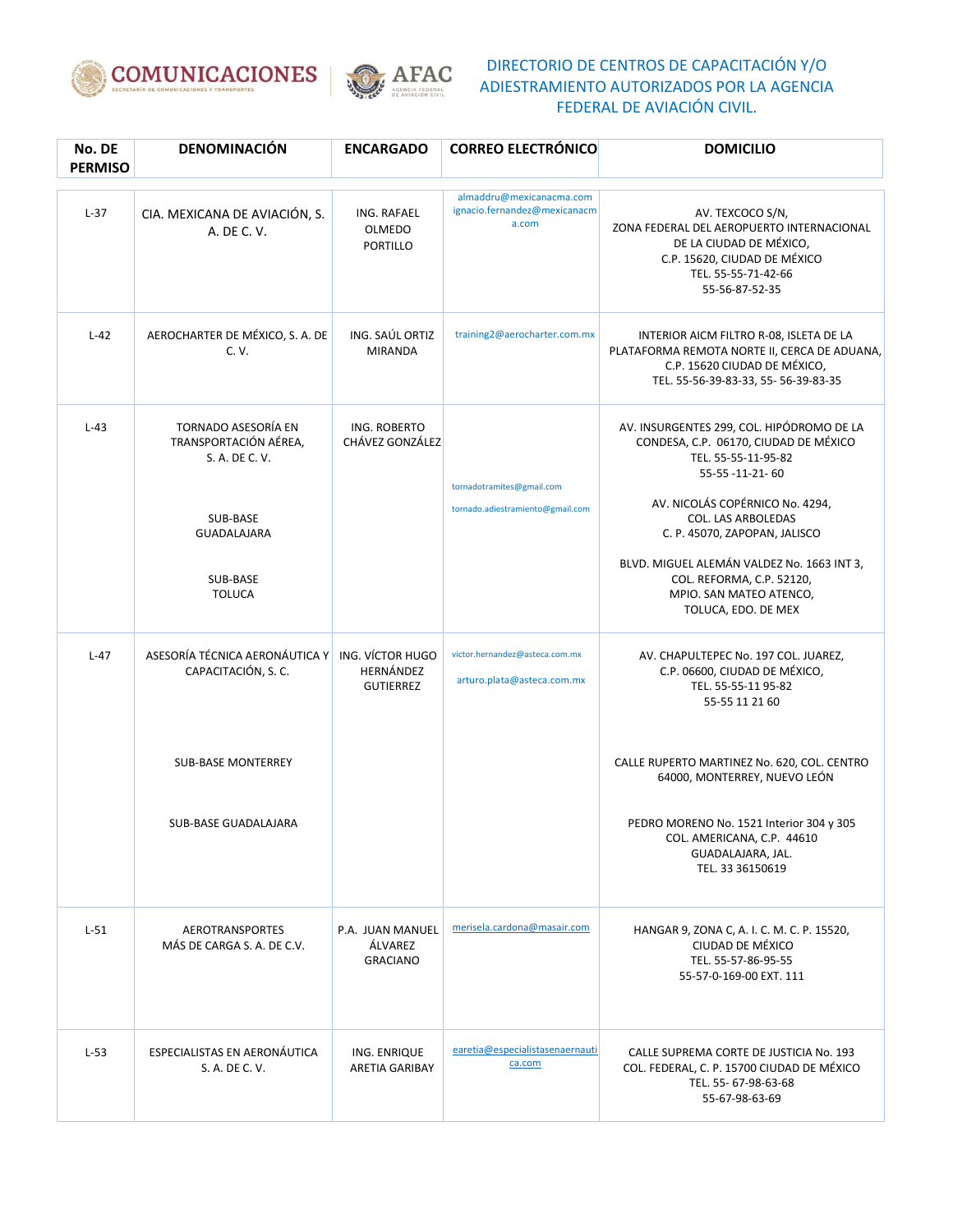DIRECTORIO DE CENTROS DE CAPACITACIÓN Y/O ADIESTRAMIENTO AUTORIZADOS POR LA AGENCIA FEDERAL DE AVIACIÓN CIVIL.

| No. DE PERMISO | DENOMINACIÓN | ENCARGADO | CORREO ELECTRÓNICO | DOMICILIO |
|---|---|---|---|---|
| L-37 | CIA. MEXICANA DE AVIACIÓN, S. A. DE C. V. | ING. RAFAEL OLMEDO PORTILLO | almaddru@mexicanacma.com<br>ignacio.fernandez@mexicanacma.com | AV. TEXCOCO S/N, ZONA FEDERAL DEL AEROPUERTO INTERNACIONAL DE LA CIUDAD DE MÉXICO, C.P. 15620, CIUDAD DE MÉXICO<br>TEL. 55-55-71-42-66<br>55-56-87-52-35 |
| L-42 | AEROCHARTER DE MÉXICO, S. A. DE C. V. | ING. SAÚL ORTIZ MIRANDA | training2@aerocharter.com.mx | INTERIOR AICM FILTRO R-08, ISLETA DE LA PLATAFORMA REMOTA NORTE II, CERCA DE ADUANA, C.P. 15620 CIUDAD DE MÉXICO,<br>TEL. 55-56-39-83-33, 55- 56-39-83-35 |
| L-43 | TORNADO ASESORÍA EN TRANSPORTACIÓN AÉREA, S. A. DE C. V.<br><br>SUB-BASE GUADALAJARA<br><br>SUB-BASE TOLUCA | ING. ROBERTO CHÁVEZ GONZÁLEZ | tornadotramites@gmail.com<br>tornado.adiestramiento@gmail.com | AV. INSURGENTES 299, COL. HIPÓDROMO DE LA CONDESA, C.P. 06170, CIUDAD DE MÉXICO<br>TEL. 55-55-11-95-82<br>55-55 -11-21- 60<br><br>AV. NICOLÁS COPÉRNICO No. 4294, COL. LAS ARBOLEDAS C. P. 45070, ZAPOPAN, JALISCO<br><br>BLVD. MIGUEL ALEMÁN VALDEZ No. 1663 INT 3, COL. REFORMA, C.P. 52120, MPIO. SAN MATEO ATENCO, TOLUCA, EDO. DE MEX |
| L-47 | ASESORÍA TÉCNICA AERONÁUTICA Y CAPACITACIÓN, S. C.<br><br>SUB-BASE MONTERREY<br><br>SUB-BASE GUADALAJARA | ING. VÍCTOR HUGO HERNÁNDEZ GUTIERREZ | victor.hernandez@asteca.com.mx<br>arturo.plata@asteca.com.mx | AV. CHAPULTEPEC No. 197 COL. JUAREZ, C.P. 06600, CIUDAD DE MÉXICO,<br>TEL. 55-55-11 95-82<br>55-55 11 21 60<br><br>CALLE RUPERTO MARTINEZ No. 620, COL. CENTRO 64000, MONTERREY, NUEVO LEÓN<br><br>PEDRO MORENO No. 1521 Interior 304 y 305 COL. AMERICANA, C.P. 44610 GUADALAJARA, JAL.<br>TEL. 33 36150619 |
| L-51 | AEROTRANSPORTES MÁS DE CARGA S. A. DE C.V. | P.A. JUAN MANUEL ÁLVAREZ GRACIANO | merisela.cardona@masair.com | HANGAR 9, ZONA C, A. I. C. M. C. P. 15520, CIUDAD DE MÉXICO<br>TEL. 55-57-86-95-55<br>55-57-0-169-00 EXT. 111 |
| L-53 | ESPECIALISTAS EN AERONÁUTICA S. A. DE C. V. | ING. ENRIQUE ARETIA GARIBAY | earetia@especialistasenaernautica.com | CALLE SUPREMA CORTE DE JUSTICIA No. 193 COL. FEDERAL, C. P. 15700 CIUDAD DE MÉXICO<br>TEL. 55- 67-98-63-68<br>55-67-98-63-69 |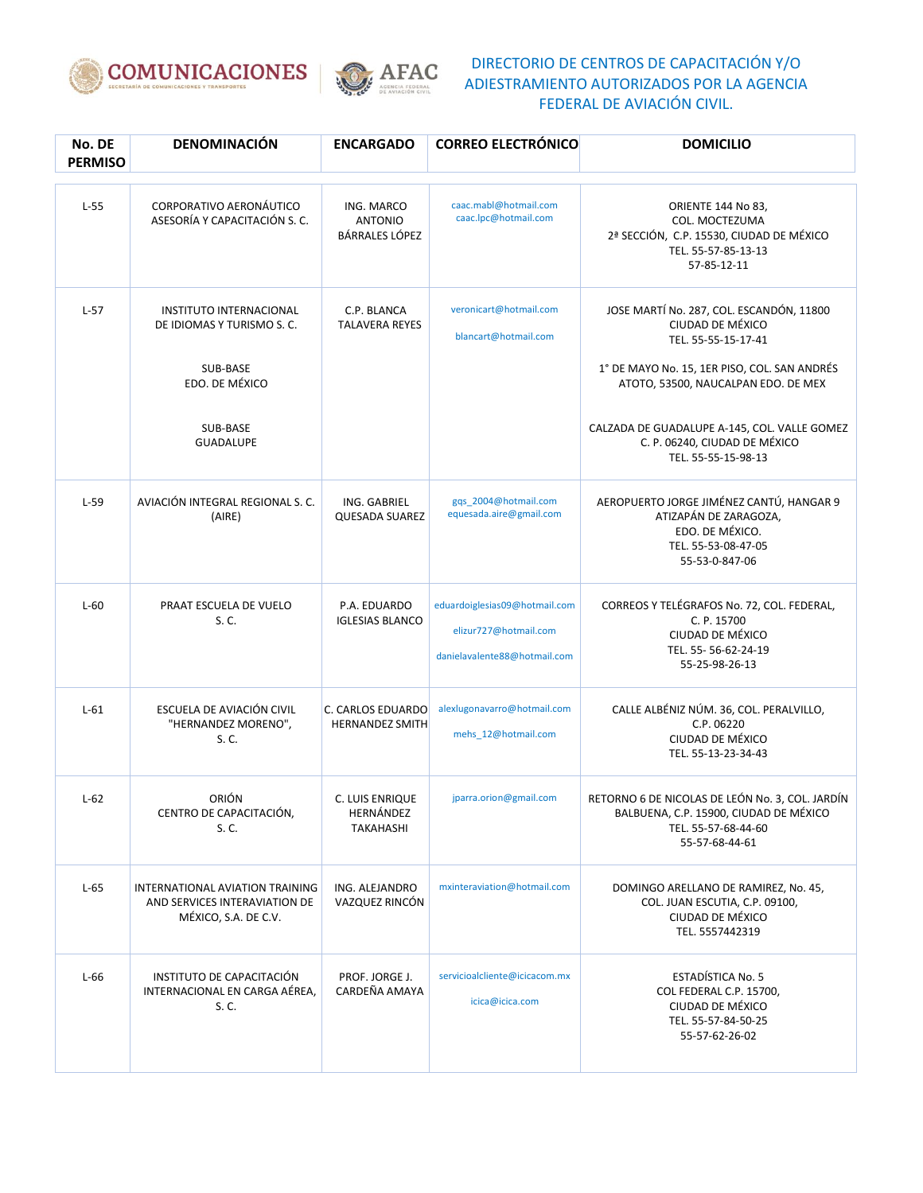DIRECTORIO DE CENTROS DE CAPACITACIÓN Y/O ADIESTRAMIENTO AUTORIZADOS POR LA AGENCIA FEDERAL DE AVIACIÓN CIVIL.

| No. DE PERMISO | DENOMINACIÓN | ENCARGADO | CORREO ELECTRÓNICO | DOMICILIO |
|---|---|---|---|---|
| L-55 | CORPORATIVO AERONÁUTICO ASESORÍA Y CAPACITACIÓN S. C. | ING. MARCO ANTONIO BÁRRALES LÓPEZ | caac.mabl@hotmail.com<br>caac.lpc@hotmail.com | ORIENTE 144 No 83, COL. MOCTEZUMA 2ª SECCIÓN, C.P. 15530, CIUDAD DE MÉXICO<br>TEL. 55-57-85-13-13<br>57-85-12-11 |
| L-57 | INSTITUTO INTERNACIONAL DE IDIOMAS Y TURISMO S. C.<br><br>SUB-BASE EDO. DE MÉXICO<br><br>SUB-BASE GUADALUPE | C.P. BLANCA TALAVERA REYES | veronicart@hotmail.com<br>blancart@hotmail.com | JOSE MARTÍ No. 287, COL. ESCANDÓN, 11800 CIUDAD DE MÉXICO<br>TEL. 55-55-15-17-41<br><br>1° DE MAYO No. 15, 1ER PISO, COL. SAN ANDRÉS ATOTO, 53500, NAUCALPAN EDO. DE MEX<br><br>CALZADA DE GUADALUPE A-145, COL. VALLE GOMEZ C. P. 06240, CIUDAD DE MÉXICO<br>TEL. 55-55-15-98-13 |
| L-59 | AVIACIÓN INTEGRAL REGIONAL S. C. (AIRE) | ING. GABRIEL QUESADA SUAREZ | gqs_2004@hotmail.com<br>equesada.aire@gmail.com | AEROPUERTO JORGE JIMÉNEZ CANTÚ, HANGAR 9 ATIZAPÁN DE ZARAGOZA, EDO. DE MÉXICO.<br>TEL. 55-53-08-47-05<br>55-53-0-847-06 |
| L-60 | PRAAT ESCUELA DE VUELO S. C. | P.A. EDUARDO IGLESIAS BLANCO | eduardoiglesias09@hotmail.com<br>elizur727@hotmail.com<br>danielavalente88@hotmail.com | CORREOS Y TELÉGRAFOS No. 72, COL. FEDERAL, C. P. 15700<br>CIUDAD DE MÉXICO<br>TEL. 55- 56-62-24-19<br>55-25-98-26-13 |
| L-61 | ESCUELA DE AVIACIÓN CIVIL "HERNANDEZ MORENO", S. C. | C. CARLOS EDUARDO HERNANDEZ SMITH | alexlugonavarro@hotmail.com<br>mehs_12@hotmail.com | CALLE ALBÉNIZ NÚM. 36, COL. PERALVILLO, C.P. 06220<br>CIUDAD DE MÉXICO<br>TEL. 55-13-23-34-43 |
| L-62 | ORIÓN CENTRO DE CAPACITACIÓN, S. C. | C. LUIS ENRIQUE HERNÁNDEZ TAKAHASHI | jparra.orion@gmail.com | RETORNO 6 DE NICOLAS DE LEÓN No. 3, COL. JARDÍN BALBUENA, C.P. 15900, CIUDAD DE MÉXICO<br>TEL. 55-57-68-44-60<br>55-57-68-44-61 |
| L-65 | INTERNATIONAL AVIATION TRAINING AND SERVICES INTERAVIATION DE MÉXICO, S.A. DE C.V. | ING. ALEJANDRO VAZQUEZ RINCÓN | mxinteraviation@hotmail.com | DOMINGO ARELLANO DE RAMIREZ, No. 45, COL. JUAN ESCUTIA, C.P. 09100, CIUDAD DE MÉXICO<br>TEL. 5557442319 |
| L-66 | INSTITUTO DE CAPACITACIÓN INTERNACIONAL EN CARGA AÉREA, S. C. | PROF. JORGE J. CARDEÑA AMAYA | servicioalcliente@icicacom.mx<br>icica@icica.com | ESTADÍSTICA No. 5<br>COL FEDERAL C.P. 15700, CIUDAD DE MÉXICO<br>TEL. 55-57-84-50-25<br>55-57-62-26-02 |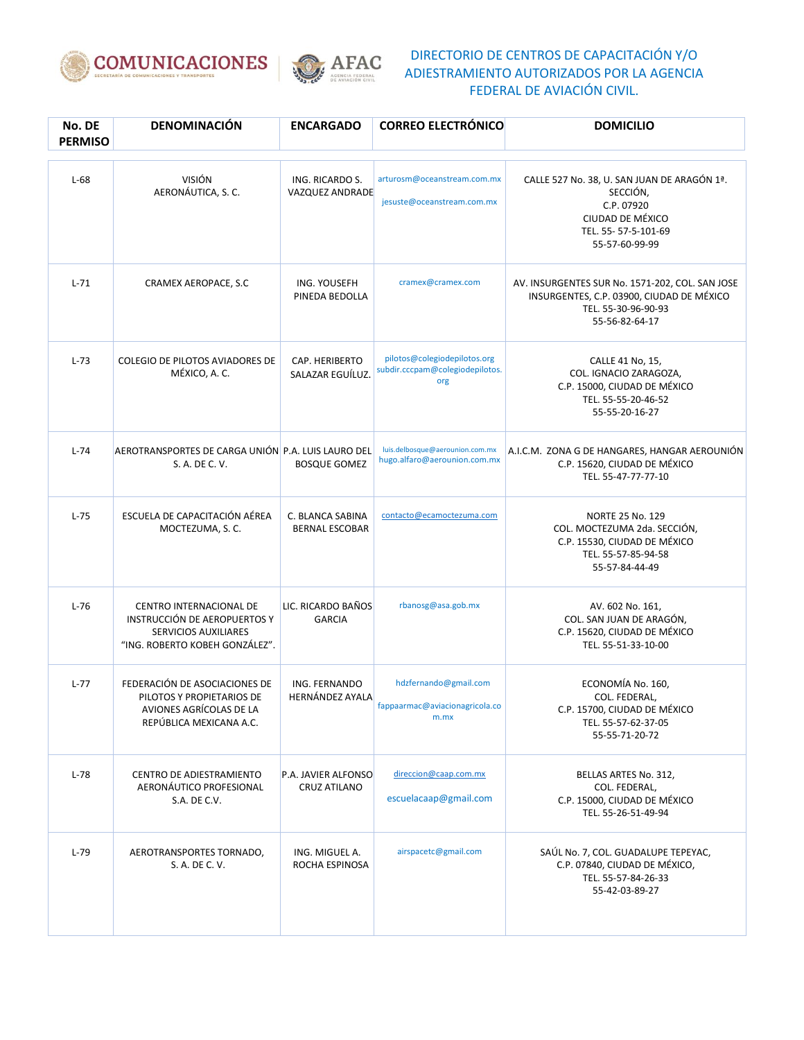DIRECTORIO DE CENTROS DE CAPACITACIÓN Y/O ADIESTRAMIENTO AUTORIZADOS POR LA AGENCIA FEDERAL DE AVIACIÓN CIVIL.

| No. DE PERMISO | DENOMINACIÓN | ENCARGADO | CORREO ELECTRÓNICO | DOMICILIO |
|---|---|---|---|---|
| L-68 | VISIÓN AERONÁUTICA, S. C. | ING. RICARDO S. VAZQUEZ ANDRADE | arturosm@oceanstream.com.mx<br>jesuste@oceanstream.com.mx | CALLE 527 No. 38, U. SAN JUAN DE ARAGÓN 1ª. SECCIÓN, C.P. 07920 CIUDAD DE MÉXICO TEL. 55- 57-5-101-69 55-57-60-99-99 |
| L-71 | CRAMEX AEROPACE, S.C | ING. YOUSEFH PINEDA BEDOLLA | cramex@cramex.com | AV. INSURGENTES SUR No. 1571-202, COL. SAN JOSE INSURGENTES, C.P. 03900, CIUDAD DE MÉXICO TEL. 55-30-96-90-93 55-56-82-64-17 |
| L-73 | COLEGIO DE PILOTOS AVIADORES DE MÉXICO, A. C. | CAP. HERIBERTO SALAZAR EGUÍLUZ. | pilotos@colegiodepilotos.org<br>subdir.cccpam@colegiodepilotos.org | CALLE 41 No, 15, COL. IGNACIO ZARAGOZA, C.P. 15000, CIUDAD DE MÉXICO TEL. 55-55-20-46-52 55-55-20-16-27 |
| L-74 | AEROTRANSPORTES DE CARGA UNIÓN S. A. DE C. V. | P.A. LUIS LAURO DEL BOSQUE GOMEZ | luis.delbosque@aerounion.com.mx<br>hugo.alfaro@aerounion.com.mx | A.I.C.M. ZONA G DE HANGARES, HANGAR AEROUNIÓN C.P. 15620, CIUDAD DE MÉXICO TEL. 55-47-77-77-10 |
| L-75 | ESCUELA DE CAPACITACIÓN AÉREA MOCTEZUMA, S. C. | C. BLANCA SABINA BERNAL ESCOBAR | contacto@ecamoctezuma.com | NORTE 25 No. 129 COL. MOCTEZUMA 2da. SECCIÓN, C.P. 15530, CIUDAD DE MÉXICO TEL. 55-57-85-94-58 55-57-84-44-49 |
| L-76 | CENTRO INTERNACIONAL DE INSTRUCCIÓN DE AEROPUERTOS Y SERVICIOS AUXILIARES "ING. ROBERTO KOBEH GONZÁLEZ". | LIC. RICARDO BAÑOS GARCIA | rbanosg@asa.gob.mx | AV. 602 No. 161, COL. SAN JUAN DE ARAGÓN, C.P. 15620, CIUDAD DE MÉXICO TEL. 55-51-33-10-00 |
| L-77 | FEDERACIÓN DE ASOCIACIONES DE PILOTOS Y PROPIETARIOS DE AVIONES AGRÍCOLAS DE LA REPÚBLICA MEXICANA A.C. | ING. FERNANDO HERNÁNDEZ AYALA | hdzfernando@gmail.com<br>fappaarmac@aviacionagricola.com.mx | ECONOMÍA No. 160, COL. FEDERAL, C.P. 15700, CIUDAD DE MÉXICO TEL. 55-57-62-37-05 55-55-71-20-72 |
| L-78 | CENTRO DE ADIESTRAMIENTO AERONÁUTICO PROFESIONAL S.A. DE C.V. | P.A. JAVIER ALFONSO CRUZ ATILANO | direccion@caap.com.mx<br>escuelacaap@gmail.com | BELLAS ARTES No. 312, COL. FEDERAL, C.P. 15000, CIUDAD DE MÉXICO TEL. 55-26-51-49-94 |
| L-79 | AEROTRANSPORTES TORNADO, S. A. DE C. V. | ING. MIGUEL A. ROCHA ESPINOSA | airspacetc@gmail.com | SAÚL No. 7, COL. GUADALUPE TEPEYAC, C.P. 07840, CIUDAD DE MÉXICO, TEL. 55-57-84-26-33 55-42-03-89-27 |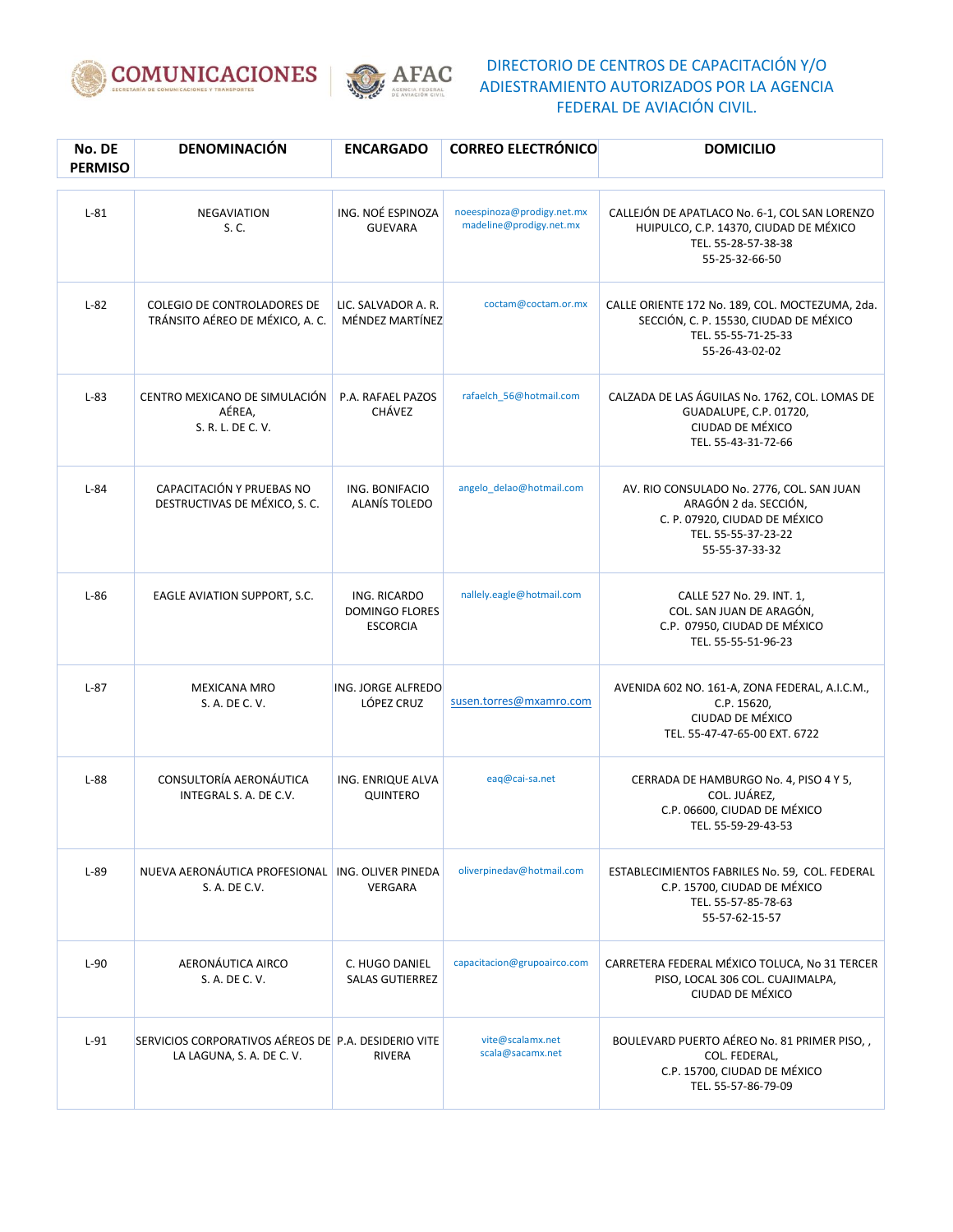DIRECTORIO DE CENTROS DE CAPACITACIÓN Y/O ADIESTRAMIENTO AUTORIZADOS POR LA AGENCIA FEDERAL DE AVIACIÓN CIVIL.

| No. DE PERMISO | DENOMINACIÓN | ENCARGADO | CORREO ELECTRÓNICO | DOMICILIO |
|---|---|---|---|---|
| L-81 | NEGAVIATION S. C. | ING. NOÉ ESPINOZA GUEVARA | noeespinoza@prodigy.net.mx madeline@prodigy.net.mx | CALLEJÓN DE APATLACO No. 6-1, COL SAN LORENZO HUIPULCO, C.P. 14370, CIUDAD DE MÉXICO TEL. 55-28-57-38-38 55-25-32-66-50 |
| L-82 | COLEGIO DE CONTROLADORES DE TRÁNSITO AÉREO DE MÉXICO, A. C. | LIC. SALVADOR A. R. MÉNDEZ MARTÍNEZ | coctam@coctam.or.mx | CALLE ORIENTE 172 No. 189, COL. MOCTEZUMA, 2da. SECCIÓN, C. P. 15530, CIUDAD DE MÉXICO TEL. 55-55-71-25-33 55-26-43-02-02 |
| L-83 | CENTRO MEXICANO DE SIMULACIÓN AÉREA, S. R. L. DE C. V. | P.A. RAFAEL PAZOS CHÁVEZ | rafaelch_56@hotmail.com | CALZADA DE LAS ÁGUILAS No. 1762, COL. LOMAS DE GUADALUPE, C.P. 01720, CIUDAD DE MÉXICO TEL. 55-43-31-72-66 |
| L-84 | CAPACITACIÓN Y PRUEBAS NO DESTRUCTIVAS DE MÉXICO, S. C. | ING. BONIFACIO ALANÍS TOLEDO | angelo_delao@hotmail.com | AV. RIO CONSULADO No. 2776, COL. SAN JUAN ARAGÓN 2 da. SECCIÓN, C. P. 07920, CIUDAD DE MÉXICO TEL. 55-55-37-23-22 55-55-37-33-32 |
| L-86 | EAGLE AVIATION SUPPORT, S.C. | ING. RICARDO DOMINGO FLORES ESCORCIA | nallely.eagle@hotmail.com | CALLE 527 No. 29. INT. 1, COL. SAN JUAN DE ARAGÓN, C.P. 07950, CIUDAD DE MÉXICO TEL. 55-55-51-96-23 |
| L-87 | MEXICANA MRO S. A. DE C. V. | ING. JORGE ALFREDO LÓPEZ CRUZ | susen.torres@mxamro.com | AVENIDA 602 NO. 161-A, ZONA FEDERAL, A.I.C.M., C.P. 15620, CIUDAD DE MÉXICO TEL. 55-47-47-65-00 EXT. 6722 |
| L-88 | CONSULTORÍA AERONÁUTICA INTEGRAL S. A. DE C.V. | ING. ENRIQUE ALVA QUINTERO | eaq@cai-sa.net | CERRADA DE HAMBURGO No. 4, PISO 4 Y 5, COL. JUÁREZ, C.P. 06600, CIUDAD DE MÉXICO TEL. 55-59-29-43-53 |
| L-89 | NUEVA AERONÁUTICA PROFESIONAL S. A. DE C.V. | ING. OLIVER PINEDA VERGARA | oliverpinedav@hotmail.com | ESTABLECIMIENTOS FABRILES No. 59, COL. FEDERAL C.P. 15700, CIUDAD DE MÉXICO TEL. 55-57-85-78-63 55-57-62-15-57 |
| L-90 | AERONÁUTICA AIRCO S. A. DE C. V. | C. HUGO DANIEL SALAS GUTIERREZ | capacitacion@grupoairco.com | CARRETERA FEDERAL MÉXICO TOLUCA, No 31 TERCER PISO, LOCAL 306 COL. CUAJIMALPA, CIUDAD DE MÉXICO |
| L-91 | SERVICIOS CORPORATIVOS AÉREOS DE LA LAGUNA, S. A. DE C. V. | P.A. DESIDERIO VITE RIVERA | vite@scalamx.net scala@sacamx.net | BOULEVARD PUERTO AÉREO No. 81 PRIMER PISO, , COL. FEDERAL, C.P. 15700, CIUDAD DE MÉXICO TEL. 55-57-86-79-09 |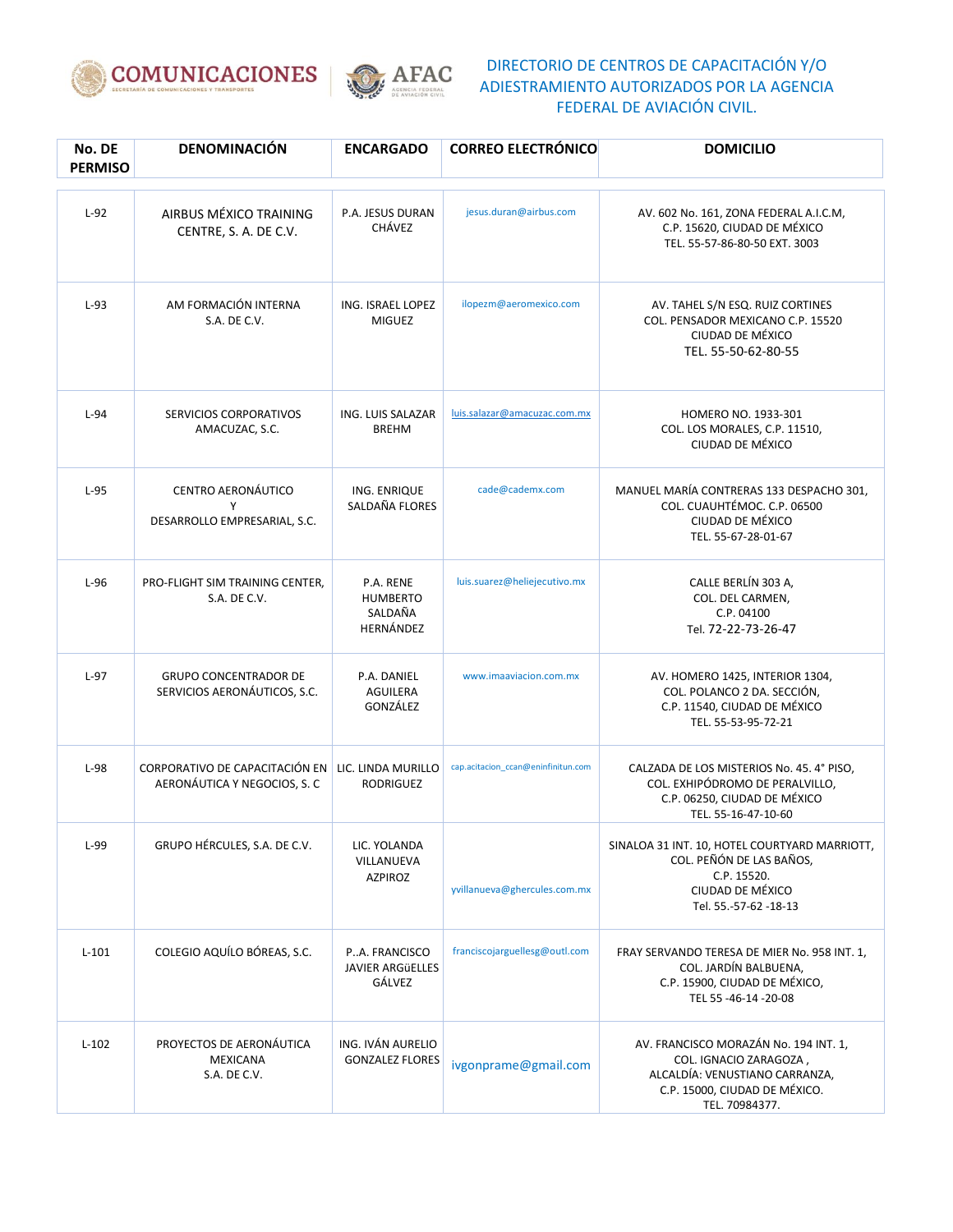COMUNICACIONES — AFAC

# DIRECTORIO DE CENTROS DE CAPACITACIÓN Y/O ADIESTRAMIENTO AUTORIZADOS POR LA AGENCIA FEDERAL DE AVIACIÓN CIVIL.

| No. DE PERMISO | DENOMINACIÓN | ENCARGADO | CORREO ELECTRÓNICO | DOMICILIO |
|---|---|---|---|---|
| L-92 | AIRBUS MÉXICO TRAINING CENTRE, S. A. DE C.V. | P.A. JESUS DURAN CHÁVEZ | jesus.duran@airbus.com | AV. 602 No. 161, ZONA FEDERAL A.I.C.M, C.P. 15620, CIUDAD DE MÉXICO TEL. 55-57-86-80-50 EXT. 3003 |
| L-93 | AM FORMACIÓN INTERNA S.A. DE C.V. | ING. ISRAEL LOPEZ MIGUEZ | ilopezm@aeromexico.com | AV. TAHEL S/N ESQ. RUIZ CORTINES COL. PENSADOR MEXICANO C.P. 15520 CIUDAD DE MÉXICO TEL. 55-50-62-80-55 |
| L-94 | SERVICIOS CORPORATIVOS AMACUZAC, S.C. | ING. LUIS SALAZAR BREHM | luis.salazar@amacuzac.com.mx | HOMERO NO. 1933-301 COL. LOS MORALES, C.P. 11510, CIUDAD DE MÉXICO |
| L-95 | CENTRO AERONÁUTICO Y DESARROLLO EMPRESARIAL, S.C. | ING. ENRIQUE SALDAÑA FLORES | cade@cademx.com | MANUEL MARÍA CONTRERAS 133 DESPACHO 301, COL. CUAUHTÉMOC. C.P. 06500 CIUDAD DE MÉXICO TEL. 55-67-28-01-67 |
| L-96 | PRO-FLIGHT SIM TRAINING CENTER, S.A. DE C.V. | P.A. RENE HUMBERTO SALDAÑA HERNÁNDEZ | luis.suarez@heliejecutivo.mx | CALLE BERLÍN 303 A, COL. DEL CARMEN, C.P. 04100 Tel. 72-22-73-26-47 |
| L-97 | GRUPO CONCENTRADOR DE SERVICIOS AERONÁUTICOS, S.C. | P.A. DANIEL AGUILERA GONZÁLEZ | www.imaaviacion.com.mx | AV. HOMERO 1425, INTERIOR 1304, COL. POLANCO 2 DA. SECCIÓN, C.P. 11540, CIUDAD DE MÉXICO TEL. 55-53-95-72-21 |
| L-98 | CORPORATIVO DE CAPACITACIÓN EN AERONÁUTICA Y NEGOCIOS, S. C | LIC. LINDA MURILLO RODRIGUEZ | cap.acitacion_ccan@eninfinitun.com | CALZADA DE LOS MISTERIOS No. 45. 4° PISO, COL. EXHIPÓDROMO DE PERALVILLO, C.P. 06250, CIUDAD DE MÉXICO TEL. 55-16-47-10-60 |
| L-99 | GRUPO HÉRCULES, S.A. DE C.V. | LIC. YOLANDA VILLANUEVA AZPIROZ | yvillanueva@ghercules.com.mx | SINALOA 31 INT. 10, HOTEL COURTYARD MARRIOTT, COL. PEÑÓN DE LAS BAÑOS, C.P. 15520. CIUDAD DE MÉXICO Tel. 55.-57-62 -18-13 |
| L-101 | COLEGIO AQUÍLO BÓREAS, S.C. | P..A. FRANCISCO JAVIER ARGüELLES GÁLVEZ | franciscojarguellesg@outl.com | FRAY SERVANDO TERESA DE MIER No. 958 INT. 1, COL. JARDÍN BALBUENA, C.P. 15900, CIUDAD DE MÉXICO, TEL 55 -46-14 -20-08 |
| L-102 | PROYECTOS DE AERONÁUTICA MEXICANA S.A. DE C.V. | ING. IVÁN AURELIO GONZALEZ FLORES | ivgonprame@gmail.com | AV. FRANCISCO MORAZÁN No. 194 INT. 1, COL. IGNACIO ZARAGOZA , ALCALDÍA: VENUSTIANO CARRANZA, C.P. 15000, CIUDAD DE MÉXICO. TEL. 70984377. |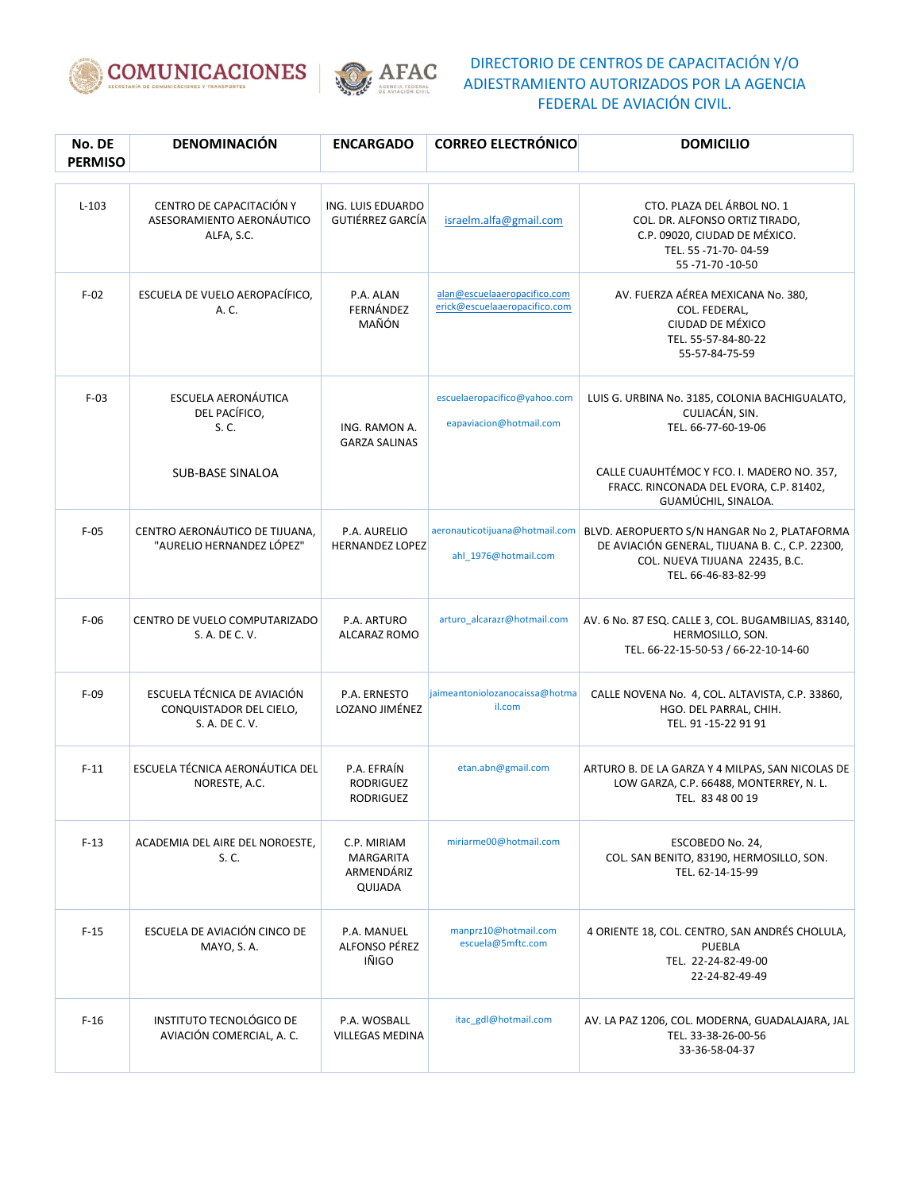# DIRECTORIO DE CENTROS DE CAPACITACIÓN Y/O ADIESTRAMIENTO AUTORIZADOS POR LA AGENCIA FEDERAL DE AVIACIÓN CIVIL.

| No. DE PERMISO | DENOMINACIÓN | ENCARGADO | CORREO ELECTRÓNICO | DOMICILIO |
|---|---|---|---|---|
| L-103 | CENTRO DE CAPACITACIÓN Y ASESORAMIENTO AERONÁUTICO ALFA, S.C. | ING. LUIS EDUARDO GUTIÉRREZ GARCÍA | israelm.alfa@gmail.com | CTO. PLAZA DEL ÁRBOL NO. 1<br>COL. DR. ALFONSO ORTIZ TIRADO,<br>C.P. 09020, CIUDAD DE MÉXICO.<br>TEL. 55 -71-70- 04-59<br>55 -71-70 -10-50 |
| F-02 | ESCUELA DE VUELO AEROPACÍFICO, A. C. | P.A. ALAN FERNÁNDEZ MAÑÓN | alan@escuelaaeropacifico.com<br>erick@escuelaaeropacifico.com | AV. FUERZA AÉREA MEXICANA No. 380,<br>COL. FEDERAL,<br>CIUDAD DE MÉXICO<br>TEL. 55-57-84-80-22<br>55-57-84-75-59 |
| F-03 | ESCUELA AERONÁUTICA DEL PACÍFICO, S. C.<br><br>SUB-BASE SINALOA | ING. RAMON A. GARZA SALINAS | escuelaeropacifico@yahoo.com<br><br>eapaviacion@hotmail.com | LUIS G. URBINA No. 3185, COLONIA BACHIGUALATO, CULIACÁN, SIN.<br>TEL. 66-77-60-19-06<br><br>CALLE CUAUHTÉMOC Y FCO. I. MADERO NO. 357, FRACC. RINCONADA DEL EVORA, C.P. 81402, GUAMÚCHIL, SINALOA. |
| F-05 | CENTRO AERONÁUTICO DE TIJUANA, "AURELIO HERNANDEZ LÓPEZ" | P.A. AURELIO HERNANDEZ LOPEZ | aeronauticotijuana@hotmail.com<br><br>ahl_1976@hotmail.com | BLVD. AEROPUERTO S/N HANGAR No 2, PLATAFORMA DE AVIACIÓN GENERAL, TIJUANA B. C., C.P. 22300, COL. NUEVA TIJUANA 22435, B.C.<br>TEL. 66-46-83-82-99 |
| F-06 | CENTRO DE VUELO COMPUTARIZADO S. A. DE C. V. | P.A. ARTURO ALCARAZ ROMO | arturo_alcarazr@hotmail.com | AV. 6 No. 87 ESQ. CALLE 3, COL. BUGAMBILIAS, 83140, HERMOSILLO, SON.<br>TEL. 66-22-15-50-53 / 66-22-10-14-60 |
| F-09 | ESCUELA TÉCNICA DE AVIACIÓN CONQUISTADOR DEL CIELO, S. A. DE C. V. | P.A. ERNESTO LOZANO JIMÉNEZ | jaimeantoniolozanocaissa@hotmail.com | CALLE NOVENA No. 4, COL. ALTAVISTA, C.P. 33860, HGO. DEL PARRAL, CHIH.<br>TEL. 91 -15-22 91 91 |
| F-11 | ESCUELA TÉCNICA AERONÁUTICA DEL NORESTE, A.C. | P.A. EFRAÍN RODRIGUEZ RODRIGUEZ | etan.abn@gmail.com | ARTURO B. DE LA GARZA Y 4 MILPAS, SAN NICOLAS DE LOW GARZA, C.P. 66488, MONTERREY, N. L.<br>TEL. 83 48 00 19 |
| F-13 | ACADEMIA DEL AIRE DEL NOROESTE, S. C. | C.P. MIRIAM MARGARITA ARMENDÁRIZ QUIJADA | miriarme00@hotmail.com | ESCOBEDO No. 24,<br>COL. SAN BENITO, 83190, HERMOSILLO, SON.<br>TEL. 62-14-15-99 |
| F-15 | ESCUELA DE AVIACIÓN CINCO DE MAYO, S. A. | P.A. MANUEL ALFONSO PÉREZ IÑIGO | manprz10@hotmail.com<br>escuela@5mftc.com | 4 ORIENTE 18, COL. CENTRO, SAN ANDRÉS CHOLULA, PUEBLA<br>TEL. 22-24-82-49-00<br>22-24-82-49-49 |
| F-16 | INSTITUTO TECNOLÓGICO DE AVIACIÓN COMERCIAL, A. C. | P.A. WOSBALL VILLEGAS MEDINA | itac_gdl@hotmail.com | AV. LA PAZ 1206, COL. MODERNA, GUADALAJARA, JAL<br>TEL. 33-38-26-00-56<br>33-36-58-04-37 |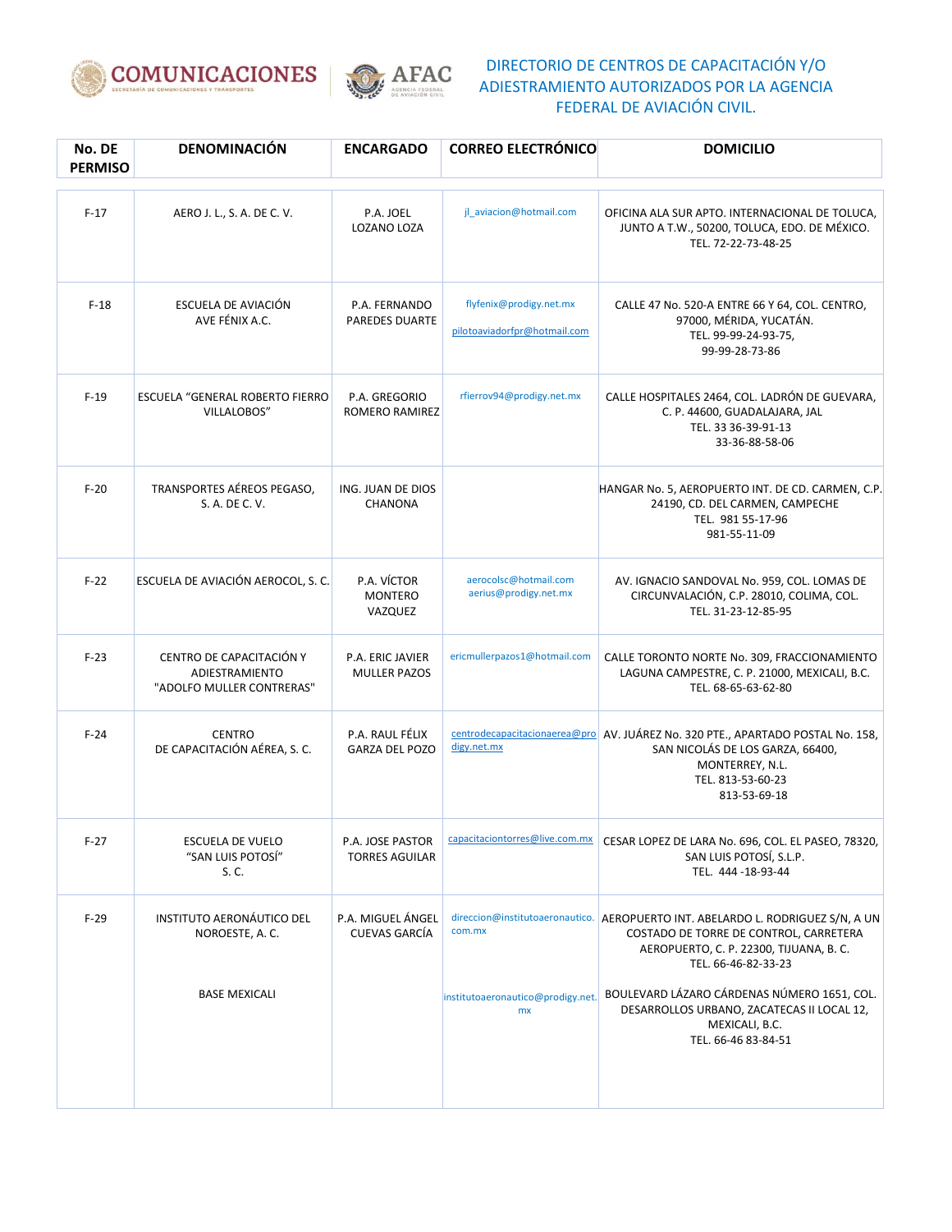# DIRECTORIO DE CENTROS DE CAPACITACIÓN Y/O ADIESTRAMIENTO AUTORIZADOS POR LA AGENCIA FEDERAL DE AVIACIÓN CIVIL.

| No. DE PERMISO | DENOMINACIÓN | ENCARGADO | CORREO ELECTRÓNICO | DOMICILIO |
|---|---|---|---|---|
| F-17 | AERO J. L., S. A. DE C. V. | P.A. JOEL LOZANO LOZA | jl_aviacion@hotmail.com | OFICINA ALA SUR APTO. INTERNACIONAL DE TOLUCA, JUNTO A T.W., 50200, TOLUCA, EDO. DE MÉXICO. TEL. 72-22-73-48-25 |
| F-18 | ESCUELA DE AVIACIÓN AVE FÉNIX A.C. | P.A. FERNANDO PAREDES DUARTE | flyfenix@prodigy.net.mx pilotoaviadorfpr@hotmail.com | CALLE 47 No. 520-A ENTRE 66 Y 64, COL. CENTRO, 97000, MÉRIDA, YUCATÁN. TEL. 99-99-24-93-75, 99-99-28-73-86 |
| F-19 | ESCUELA "GENERAL ROBERTO FIERRO VILLALOBOS" | P.A. GREGORIO ROMERO RAMIREZ | rfierrov94@prodigy.net.mx | CALLE HOSPITALES 2464, COL. LADRÓN DE GUEVARA, C. P. 44600, GUADALAJARA, JAL TEL. 33 36-39-91-13 33-36-88-58-06 |
| F-20 | TRANSPORTES AÉREOS PEGASO, S. A. DE C. V. | ING. JUAN DE DIOS CHANONA | | HANGAR No. 5, AEROPUERTO INT. DE CD. CARMEN, C.P. 24190, CD. DEL CARMEN, CAMPECHE TEL. 981 55-17-96 981-55-11-09 |
| F-22 | ESCUELA DE AVIACIÓN AEROCOL, S. C. | P.A. VÍCTOR MONTERO VAZQUEZ | aerocolsc@hotmail.com aerius@prodigy.net.mx | AV. IGNACIO SANDOVAL No. 959, COL. LOMAS DE CIRCUNVALACIÓN, C.P. 28010, COLIMA, COL. TEL. 31-23-12-85-95 |
| F-23 | CENTRO DE CAPACITACIÓN Y ADIESTRAMIENTO "ADOLFO MULLER CONTRERAS" | P.A. ERIC JAVIER MULLER PAZOS | ericmullerpazos1@hotmail.com | CALLE TORONTO NORTE No. 309, FRACCIONAMIENTO LAGUNA CAMPESTRE, C. P. 21000, MEXICALI, B.C. TEL. 68-65-63-62-80 |
| F-24 | CENTRO DE CAPACITACIÓN AÉREA, S. C. | P.A. RAUL FÉLIX GARZA DEL POZO | centrodecapacitacionaerea@prodigy.net.mx | AV. JUÁREZ No. 320 PTE., APARTADO POSTAL No. 158, SAN NICOLÁS DE LOS GARZA, 66400, MONTERREY, N.L. TEL. 813-53-60-23 813-53-69-18 |
| F-27 | ESCUELA DE VUELO "SAN LUIS POTOSÍ" S. C. | P.A. JOSE PASTOR TORRES AGUILAR | capacitaciontorres@live.com.mx | CESAR LOPEZ DE LARA No. 696, COL. EL PASEO, 78320, SAN LUIS POTOSÍ, S.L.P. TEL. 444 -18-93-44 |
| F-29 | INSTITUTO AERONÁUTICO DEL NOROESTE, A. C. | P.A. MIGUEL ÁNGEL CUEVAS GARCÍA | direccion@institutoaeronautico.com.mx | AEROPUERTO INT. ABELARDO L. RODRIGUEZ S/N, A UN COSTADO DE TORRE DE CONTROL, CARRETERA AEROPUERTO, C. P. 22300, TIJUANA, B. C. TEL. 66-46-82-33-23 |
| | BASE MEXICALI | | institutoaeronautico@prodigy.net.mx | BOULEVARD LÁZARO CÁRDENAS NÚMERO 1651, COL. DESARROLLOS URBANO, ZACATECAS II LOCAL 12, MEXICALI, B.C. TEL. 66-46 83-84-51 |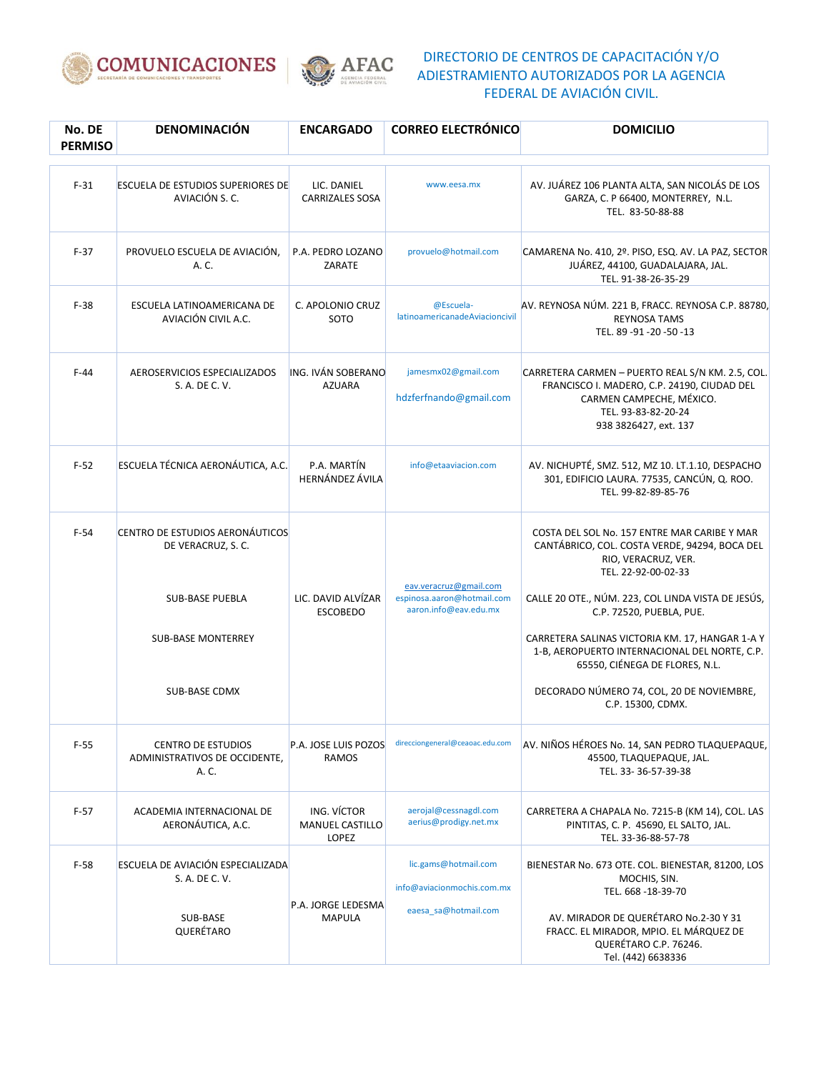DIRECTORIO DE CENTROS DE CAPACITACIÓN Y/O ADIESTRAMIENTO AUTORIZADOS POR LA AGENCIA FEDERAL DE AVIACIÓN CIVIL.

| No. DE PERMISO | DENOMINACIÓN | ENCARGADO | CORREO ELECTRÓNICO | DOMICILIO |
|---|---|---|---|---|
| F-31 | ESCUELA DE ESTUDIOS SUPERIORES DE AVIACIÓN S. C. | LIC. DANIEL CARRIZALES SOSA | www.eesa.mx | AV. JUÁREZ 106 PLANTA ALTA, SAN NICOLÁS DE LOS GARZA, C. P 66400, MONTERREY, N.L. TEL. 83-50-88-88 |
| F-37 | PROVUELO ESCUELA DE AVIACIÓN, A. C. | P.A. PEDRO LOZANO ZARATE | provuelo@hotmail.com | CAMARENA No. 410, 2º. PISO, ESQ. AV. LA PAZ, SECTOR JUÁREZ, 44100, GUADALAJARA, JAL. TEL. 91-38-26-35-29 |
| F-38 | ESCUELA LATINOAMERICANA DE AVIACIÓN CIVIL A.C. | C. APOLONIO CRUZ SOTO | @Escuela-latinoamericanadeAviacioncivil | AV. REYNOSA NÚM. 221 B, FRACC. REYNOSA C.P. 88780, REYNOSA TAMS TEL. 89 -91 -20 -50 -13 |
| F-44 | AEROSERVICIOS ESPECIALIZADOS S. A. DE C. V. | ING. IVÁN SOBERANO AZUARA | jamesmx02@gmail.com hdzferfnando@gmail.com | CARRETERA CARMEN – PUERTO REAL S/N KM. 2.5, COL. FRANCISCO I. MADERO, C.P. 24190, CIUDAD DEL CARMEN CAMPECHE, MÉXICO. TEL. 93-83-82-20-24 938 3826427, ext. 137 |
| F-52 | ESCUELA TÉCNICA AERONÁUTICA, A.C. | P.A. MARTÍN HERNÁNDEZ ÁVILA | info@etaaviacion.com | AV. NICHUPTÉ, SMZ. 512, MZ 10. LT.1.10, DESPACHO 301, EDIFICIO LAURA. 77535, CANCÚN, Q. ROO. TEL. 99-82-89-85-76 |
| F-54 | CENTRO DE ESTUDIOS AERONÁUTICOS DE VERACRUZ, S. C. | LIC. DAVID ALVÍZAR ESCOBEDO | eav.veracruz@gmail.com espinosa.aaron@hotmail.com aaron.info@eav.edu.mx | COSTA DEL SOL No. 157 ENTRE MAR CARIBE Y MAR CANTÁBRICO, COL. COSTA VERDE, 94294, BOCA DEL RIO, VERACRUZ, VER. TEL. 22-92-00-02-33 |
| | SUB-BASE PUEBLA | | | CALLE 20 OTE., NÚM. 223, COL LINDA VISTA DE JESÚS, C.P. 72520, PUEBLA, PUE. |
| | SUB-BASE MONTERREY | | | CARRETERA SALINAS VICTORIA KM. 17, HANGAR 1-A Y 1-B, AEROPUERTO INTERNACIONAL DEL NORTE, C.P. 65550, CIÉNEGA DE FLORES, N.L. |
| | SUB-BASE CDMX | | | DECORADO NÚMERO 74, COL, 20 DE NOVIEMBRE, C.P. 15300, CDMX. |
| F-55 | CENTRO DE ESTUDIOS ADMINISTRATIVOS DE OCCIDENTE, A. C. | P.A. JOSE LUIS POZOS RAMOS | direcciongeneral@ceaoac.edu.com | AV. NIÑOS HÉROES No. 14, SAN PEDRO TLAQUEPAQUE, 45500, TLAQUEPAQUE, JAL. TEL. 33- 36-57-39-38 |
| F-57 | ACADEMIA INTERNACIONAL DE AERONÁUTICA, A.C. | ING. VÍCTOR MANUEL CASTILLO LOPEZ | aerojal@cessnagdl.com aerius@prodigy.net.mx | CARRETERA A CHAPALA No. 7215-B (KM 14), COL. LAS PINTITAS, C. P. 45690, EL SALTO, JAL. TEL. 33-36-88-57-78 |
| F-58 | ESCUELA DE AVIACIÓN ESPECIALIZADA S. A. DE C. V. | P.A. JORGE LEDESMA MAPULA | lic.gams@hotmail.com info@aviacionmochis.com.mx eaesa_sa@hotmail.com | BIENESTAR No. 673 OTE. COL. BIENESTAR, 81200, LOS MOCHIS, SIN. TEL. 668 -18-39-70 |
| | SUB-BASE QUERÉTARO | | | AV. MIRADOR DE QUERÉTARO No.2-30 Y 31 FRACC. EL MIRADOR, MPIO. EL MÁRQUEZ DE QUERÉTARO C.P. 76246. Tel. (442) 6638336 |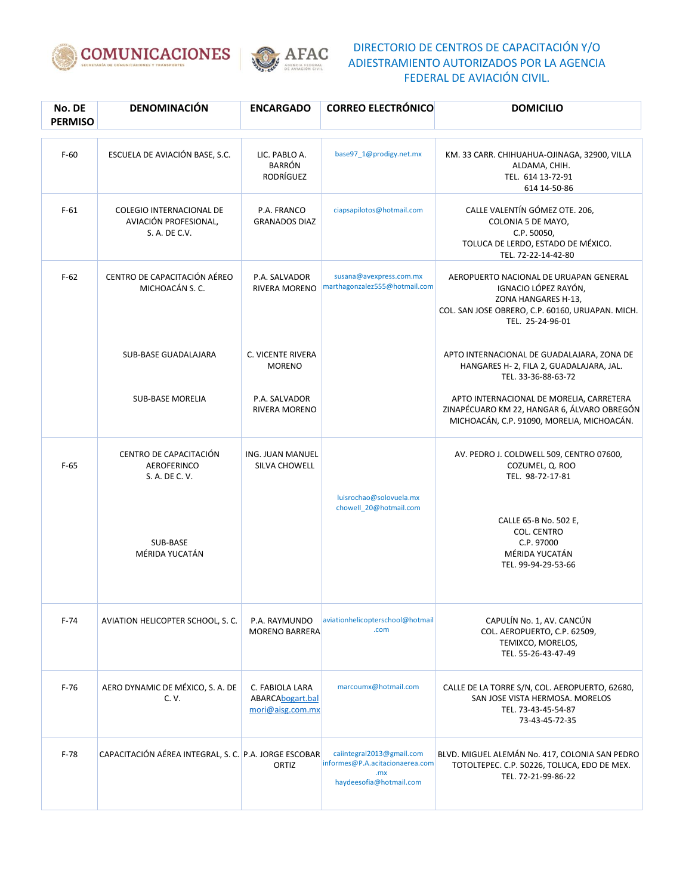DIRECTORIO DE CENTROS DE CAPACITACIÓN Y/O ADIESTRAMIENTO AUTORIZADOS POR LA AGENCIA FEDERAL DE AVIACIÓN CIVIL.

| No. DE PERMISO | DENOMINACIÓN | ENCARGADO | CORREO ELECTRÓNICO | DOMICILIO |
|---|---|---|---|---|
| F-60 | ESCUELA DE AVIACIÓN BASE, S.C. | LIC. PABLO A. BARRÓN RODRÍGUEZ | base97_1@prodigy.net.mx | KM. 33 CARR. CHIHUAHUA-OJINAGA, 32900, VILLA ALDAMA, CHIH. TEL. 614 13-72-91 614 14-50-86 |
| F-61 | COLEGIO INTERNACIONAL DE AVIACIÓN PROFESIONAL, S. A. DE C.V. | P.A. FRANCO GRANADOS DIAZ | ciapsapilotos@hotmail.com | CALLE VALENTÍN GÓMEZ OTE. 206, COLONIA 5 DE MAYO, C.P. 50050, TOLUCA DE LERDO, ESTADO DE MÉXICO. TEL. 72-22-14-42-80 |
| F-62 | CENTRO DE CAPACITACIÓN AÉREO MICHOACÁN S. C. | P.A. SALVADOR RIVERA MORENO | susana@avexpress.com.mx marthagonzalez555@hotmail.com | AEROPUERTO NACIONAL DE URUAPAN GENERAL IGNACIO LÓPEZ RAYÓN, ZONA HANGARES H-13, COL. SAN JOSE OBRERO, C.P. 60160, URUAPAN. MICH. TEL. 25-24-96-01 |
| | SUB-BASE GUADALAJARA | C. VICENTE RIVERA MORENO | | APTO INTERNACIONAL DE GUADALAJARA, ZONA DE HANGARES H- 2, FILA 2, GUADALAJARA, JAL. TEL. 33-36-88-63-72 |
| | SUB-BASE MORELIA | P.A. SALVADOR RIVERA MORENO | | APTO INTERNACIONAL DE MORELIA, CARRETERA ZINAPÉCUARO KM 22, HANGAR 6, ÁLVARO OBREGÓN MICHOACÁN, C.P. 91090, MORELIA, MICHOACÁN. |
| F-65 | CENTRO DE CAPACITACIÓN AEROFERINCO S. A. DE C. V. | ING. JUAN MANUEL SILVA CHOWELL | luisrochao@solovuela.mx chowell_20@hotmail.com | AV. PEDRO J. COLDWELL 509, CENTRO 07600, COZUMEL, Q. ROO TEL. 98-72-17-81 |
| | SUB-BASE MÉRIDA YUCATÁN | | | CALLE 65-B No. 502 E, COL. CENTRO C.P. 97000 MÉRIDA YUCATÁN TEL. 99-94-29-53-66 |
| F-74 | AVIATION HELICOPTER SCHOOL, S. C. | P.A. RAYMUNDO MORENO BARRERA | aviationhelicopterschool@hotmail.com | CAPULÍN No. 1, AV. CANCÚN COL. AEROPUERTO, C.P. 62509, TEMIXCO, MORELOS, TEL. 55-26-43-47-49 |
| F-76 | AERO DYNAMIC DE MÉXICO, S. A. DE C. V. | C. FABIOLA LARA ABARCAbogart.balmori@aisg.com.mx | marcoumx@hotmail.com | CALLE DE LA TORRE S/N, COL. AEROPUERTO, 62680, SAN JOSE VISTA HERMOSA. MORELOS TEL. 73-43-45-54-87 73-43-45-72-35 |
| F-78 | CAPACITACIÓN AÉREA INTEGRAL, S. C. | P.A. JORGE ESCOBAR ORTIZ | caiintegral2013@gmail.com informes@P.A.acitacionaerea.com.mx haydeesofia@hotmail.com | BLVD. MIGUEL ALEMÁN No. 417, COLONIA SAN PEDRO TOTOLTEPEC. C.P. 50226, TOLUCA, EDO DE MEX. TEL. 72-21-99-86-22 |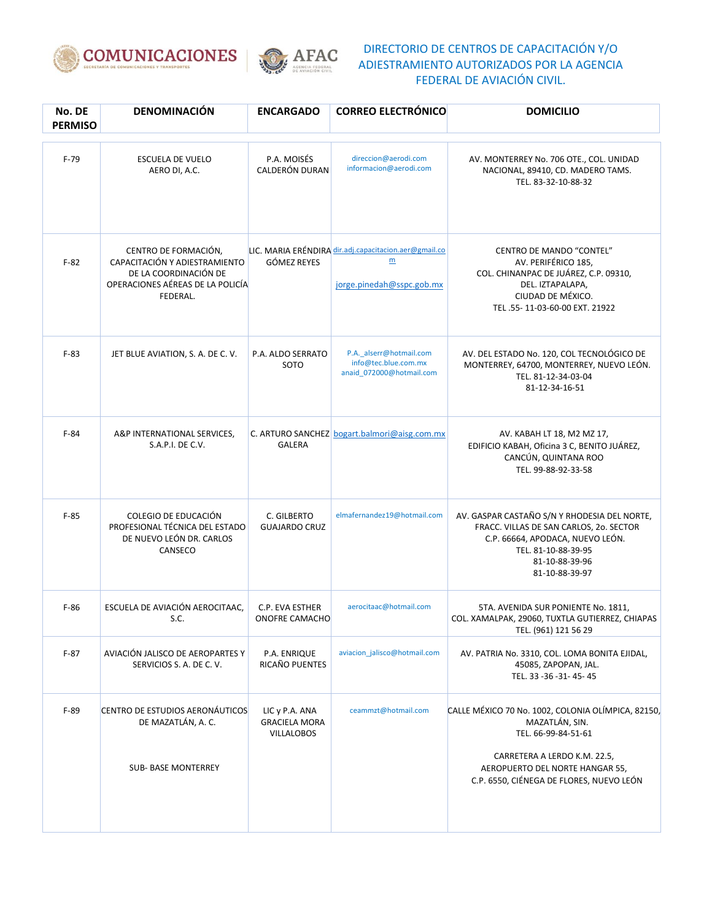DIRECTORIO DE CENTROS DE CAPACITACIÓN Y/O ADIESTRAMIENTO AUTORIZADOS POR LA AGENCIA FEDERAL DE AVIACIÓN CIVIL.

| No. DE PERMISO | DENOMINACIÓN | ENCARGADO | CORREO ELECTRÓNICO | DOMICILIO |
|---|---|---|---|---|
| F-79 | ESCUELA DE VUELO AERO DI, A.C. | P.A. MOISÉS CALDERÓN DURAN | direccion@aerodi.com informacion@aerodi.com | AV. MONTERREY No. 706 OTE., COL. UNIDAD NACIONAL, 89410, CD. MADERO TAMS. TEL. 83-32-10-88-32 |
| F-82 | CENTRO DE FORMACIÓN, CAPACITACIÓN Y ADIESTRAMIENTO DE LA COORDINACIÓN DE OPERACIONES AÉREAS DE LA POLICÍA FEDERAL. | LIC. MARIA ERÉNDIRA GÓMEZ REYES | dir.adj.capacitacion.aer@gmail.com jorge.pinedah@sspc.gob.mx | CENTRO DE MANDO "CONTEL" AV. PERIFÉRICO 185, COL. CHINANPAC DE JUÁREZ, C.P. 09310, DEL. IZTAPALAPA, CIUDAD DE MÉXICO. TEL .55- 11-03-60-00 EXT. 21922 |
| F-83 | JET BLUE AVIATION, S. A. DE C. V. | P.A. ALDO SERRATO SOTO | P.A._alserr@hotmail.com info@tec.blue.com.mx anaid_072000@hotmail.com | AV. DEL ESTADO No. 120, COL TECNOLÓGICO DE MONTERREY, 64700, MONTERREY, NUEVO LEÓN. TEL. 81-12-34-03-04 81-12-34-16-51 |
| F-84 | A&P INTERNATIONAL SERVICES, S.A.P.I. DE C.V. | C. ARTURO SANCHEZ GALERA | bogart.balmori@aisg.com.mx | AV. KABAH LT 18, M2 MZ 17, EDIFICIO KABAH, Oficina 3 C, BENITO JUÁREZ, CANCÚN, QUINTANA ROO TEL. 99-88-92-33-58 |
| F-85 | COLEGIO DE EDUCACIÓN PROFESIONAL TÉCNICA DEL ESTADO DE NUEVO LEÓN DR. CARLOS CANSECO | C. GILBERTO GUAJARDO CRUZ | elmafernandez19@hotmail.com | AV. GASPAR CASTAÑO S/N Y RHODESIA DEL NORTE, FRACC. VILLAS DE SAN CARLOS, 2o. SECTOR C.P. 66664, APODACA, NUEVO LEÓN. TEL. 81-10-88-39-95 81-10-88-39-96 81-10-88-39-97 |
| F-86 | ESCUELA DE AVIACIÓN AEROCITAAC, S.C. | C.P. EVA ESTHER ONOFRE CAMACHO | aerocitaac@hotmail.com | 5TA. AVENIDA SUR PONIENTE No. 1811, COL. XAMALPAK, 29060, TUXTLA GUTIERREZ, CHIAPAS TEL. (961) 121 56 29 |
| F-87 | AVIACIÓN JALISCO DE AEROPARTES Y SERVICIOS S. A. DE C. V. | P.A. ENRIQUE RICAÑO PUENTES | aviacion_jalisco@hotmail.com | AV. PATRIA No. 3310, COL. LOMA BONITA EJIDAL, 45085, ZAPOPAN, JAL. TEL. 33 -36 -31- 45- 45 |
| F-89 | CENTRO DE ESTUDIOS AERONÁUTICOS DE MAZATLÁN, A. C. SUB- BASE MONTERREY | LIC y P.A. ANA GRACIELA MORA VILLALOBOS | ceammzt@hotmail.com | CALLE MÉXICO 70 No. 1002, COLONIA OLÍMPICA, 82150, MAZATLÁN, SIN. TEL. 66-99-84-51-61 CARRETERA A LERDO K.M. 22.5, AEROPUERTO DEL NORTE HANGAR 55, C.P. 6550, CIÉNEGA DE FLORES, NUEVO LEÓN |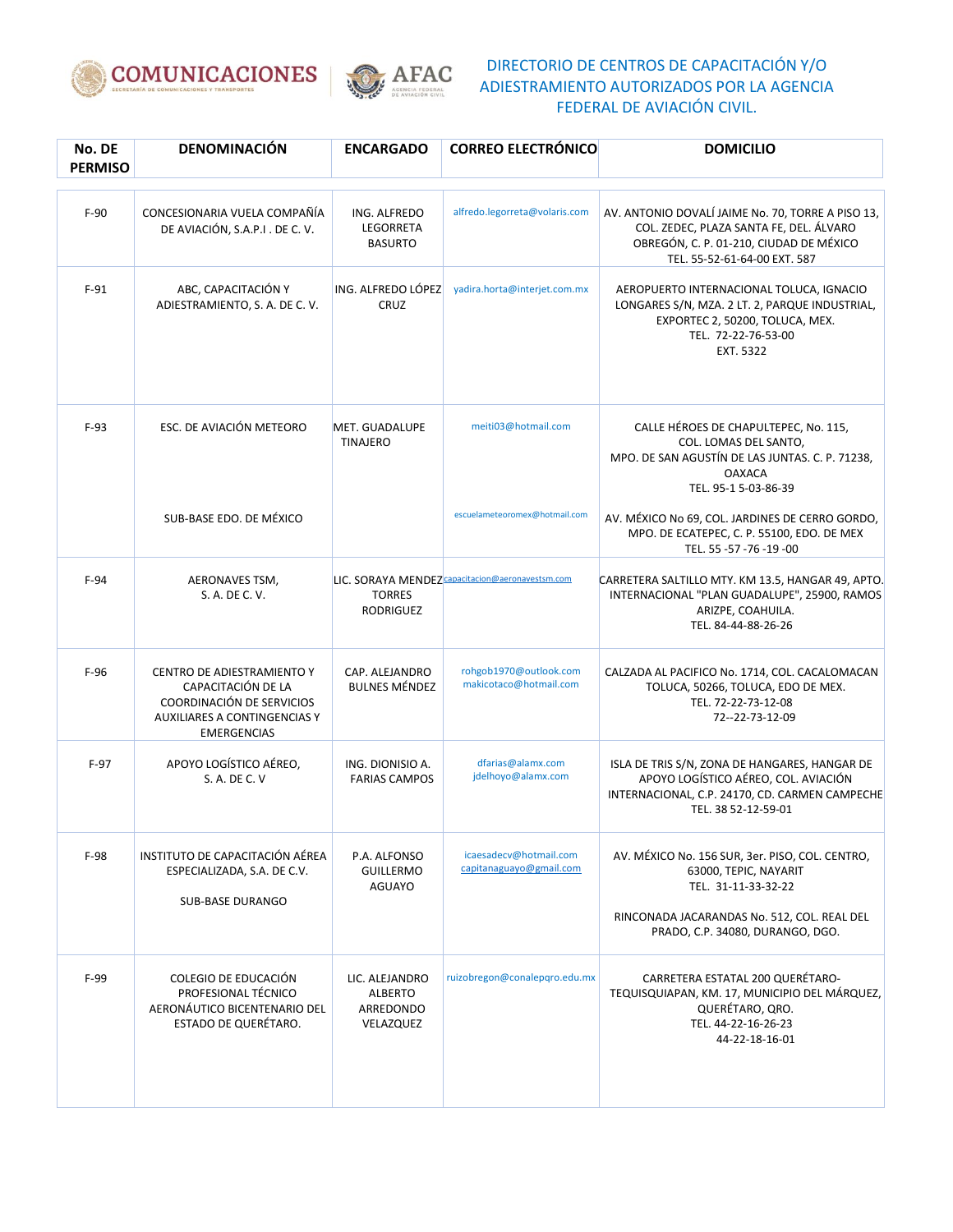# DIRECTORIO DE CENTROS DE CAPACITACIÓN Y/O ADIESTRAMIENTO AUTORIZADOS POR LA AGENCIA FEDERAL DE AVIACIÓN CIVIL.

| No. DE PERMISO | DENOMINACIÓN | ENCARGADO | CORREO ELECTRÓNICO | DOMICILIO |
|---|---|---|---|---|
| F-90 | CONCESIONARIA VUELA COMPAÑÍA DE AVIACIÓN, S.A.P.I . DE C. V. | ING. ALFREDO LEGORRETA BASURTO | alfredo.legorreta@volaris.com | AV. ANTONIO DOVALÍ JAIME No. 70, TORRE A PISO 13, COL. ZEDEC, PLAZA SANTA FE, DEL. ÁLVARO OBREGÓN, C. P. 01-210, CIUDAD DE MÉXICO TEL. 55-52-61-64-00 EXT. 587 |
| F-91 | ABC, CAPACITACIÓN Y ADIESTRAMIENTO, S. A. DE C. V. | ING. ALFREDO LÓPEZ CRUZ | yadira.horta@interjet.com.mx | AEROPUERTO INTERNACIONAL TOLUCA, IGNACIO LONGARES S/N, MZA. 2 LT. 2, PARQUE INDUSTRIAL, EXPORTEC 2, 50200, TOLUCA, MEX. TEL. 72-22-76-53-00 EXT. 5322 |
| F-93 | ESC. DE AVIACIÓN METEORO | MET. GUADALUPE TINAJERO | meiti03@hotmail.com | CALLE HÉROES DE CHAPULTEPEC, No. 115, COL. LOMAS DEL SANTO, MPO. DE SAN AGUSTÍN DE LAS JUNTAS. C. P. 71238, OAXACA TEL. 95-1 5-03-86-39 |
| | SUB-BASE EDO. DE MÉXICO | | escuelameteoromex@hotmail.com | AV. MÉXICO No 69, COL. JARDINES DE CERRO GORDO, MPO. DE ECATEPEC, C. P. 55100, EDO. DE MEX TEL. 55 -57 -76 -19 -00 |
| F-94 | AERONAVES TSM, S. A. DE C. V. | LIC. SORAYA MENDEZ TORRES RODRIGUEZ | capacitacion@aeronavestsm.com | CARRETERA SALTILLO MTY. KM 13.5, HANGAR 49, APTO. INTERNACIONAL "PLAN GUADALUPE", 25900, RAMOS ARIZPE, COAHUILA. TEL. 84-44-88-26-26 |
| F-96 | CENTRO DE ADIESTRAMIENTO Y CAPACITACIÓN DE LA COORDINACIÓN DE SERVICIOS AUXILIARES A CONTINGENCIAS Y EMERGENCIAS | CAP. ALEJANDRO BULNES MÉNDEZ | rohgob1970@outlook.com makicotaco@hotmail.com | CALZADA AL PACIFICO No. 1714, COL. CACALOMACAN TOLUCA, 50266, TOLUCA, EDO DE MEX. TEL. 72-22-73-12-08 72--22-73-12-09 |
| F-97 | APOYO LOGÍSTICO AÉREO, S. A. DE C. V | ING. DIONISIO A. FARIAS CAMPOS | dfarias@alamx.com jdelhoyo@alamx.com | ISLA DE TRIS S/N, ZONA DE HANGARES, HANGAR DE APOYO LOGÍSTICO AÉREO, COL. AVIACIÓN INTERNACIONAL, C.P. 24170, CD. CARMEN CAMPECHE TEL. 38 52-12-59-01 |
| F-98 | INSTITUTO DE CAPACITACIÓN AÉREA ESPECIALIZADA, S.A. DE C.V. | P.A. ALFONSO GUILLERMO AGUAYO | icaesadecv@hotmail.com capitanaguayo@gmail.com | AV. MÉXICO No. 156 SUR, 3er. PISO, COL. CENTRO, 63000, TEPIC, NAYARIT TEL. 31-11-33-32-22 |
| | SUB-BASE DURANGO | | | RINCONADA JACARANDAS No. 512, COL. REAL DEL PRADO, C.P. 34080, DURANGO, DGO. |
| F-99 | COLEGIO DE EDUCACIÓN PROFESIONAL TÉCNICO AERONÁUTICO BICENTENARIO DEL ESTADO DE QUERÉTARO. | LIC. ALEJANDRO ALBERTO ARREDONDO VELAZQUEZ | ruizobregon@conalepqro.edu.mx | CARRETERA ESTATAL 200 QUERÉTARO-TEQUISQUIAPAN, KM. 17, MUNICIPIO DEL MÁRQUEZ, QUERÉTARO, QRO. TEL. 44-22-16-26-23 44-22-18-16-01 |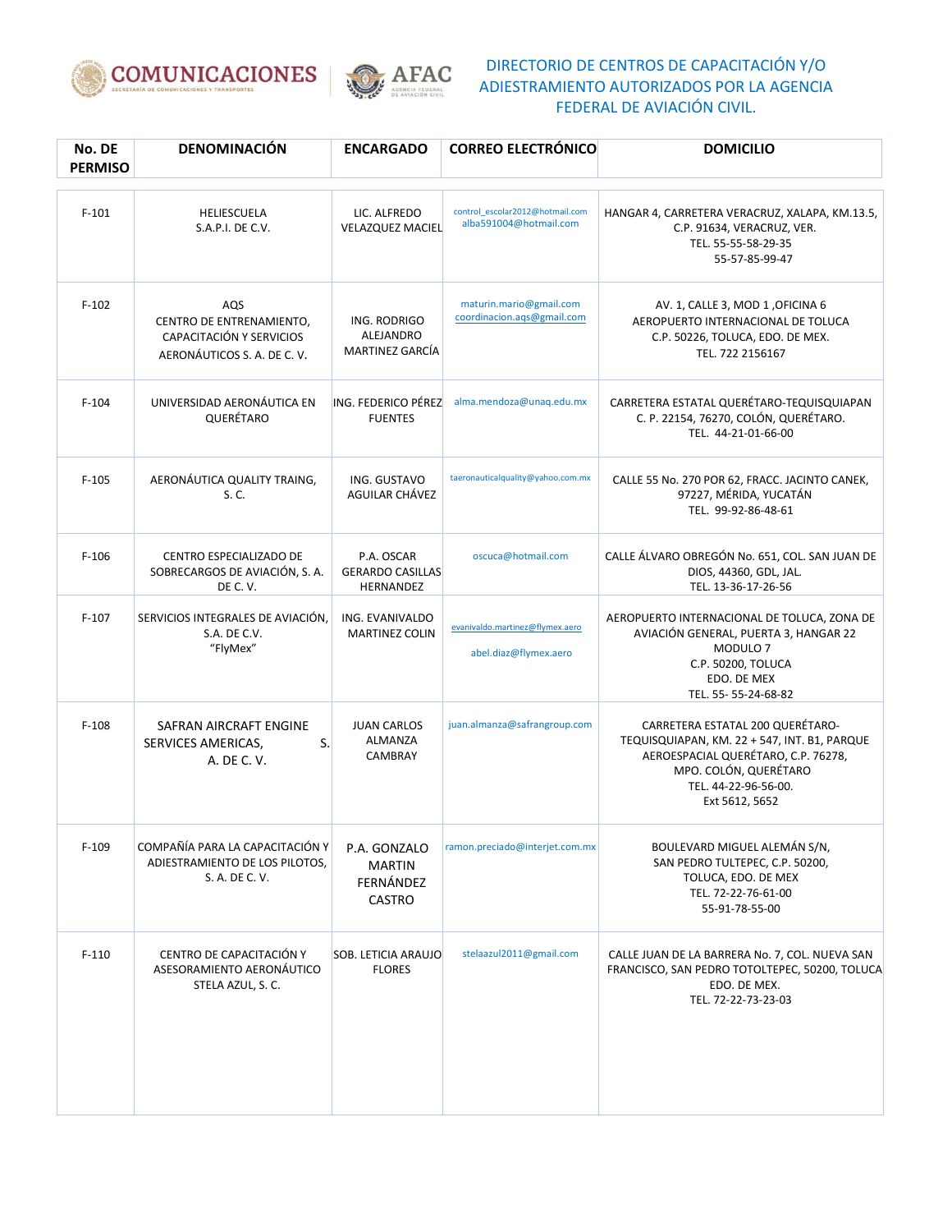# DIRECTORIO DE CENTROS DE CAPACITACIÓN Y/O ADIESTRAMIENTO AUTORIZADOS POR LA AGENCIA FEDERAL DE AVIACIÓN CIVIL.

| No. DE PERMISO | DENOMINACIÓN | ENCARGADO | CORREO ELECTRÓNICO | DOMICILIO |
|---|---|---|---|---|
| F-101 | HELIESCUELA S.A.P.I. DE C.V. | LIC. ALFREDO VELAZQUEZ MACIEL | control_escolar2012@hotmail.com alba591004@hotmail.com | HANGAR 4, CARRETERA VERACRUZ, XALAPA, KM.13.5, C.P. 91634, VERACRUZ, VER. TEL. 55-55-58-29-35 55-57-85-99-47 |
| F-102 | AQS CENTRO DE ENTRENAMIENTO, CAPACITACIÓN Y SERVICIOS AERONÁUTICOS S. A. DE C. V. | ING. RODRIGO ALEJANDRO MARTINEZ GARCÍA | maturin.mario@gmail.com coordinacion.aqs@gmail.com | AV. 1, CALLE 3, MOD 1 ,OFICINA 6 AEROPUERTO INTERNACIONAL DE TOLUCA C.P. 50226, TOLUCA, EDO. DE MEX. TEL. 722 2156167 |
| F-104 | UNIVERSIDAD AERONÁUTICA EN QUERÉTARO | ING. FEDERICO PÉREZ FUENTES | alma.mendoza@unaq.edu.mx | CARRETERA ESTATAL QUERÉTARO-TEQUISQUIAPAN C. P. 22154, 76270, COLÓN, QUERÉTARO. TEL. 44-21-01-66-00 |
| F-105 | AERONÁUTICA QUALITY TRAING, S. C. | ING. GUSTAVO AGUILAR CHÁVEZ | taeronauticalquality@yahoo.com.mx | CALLE 55 No. 270 POR 62, FRACC. JACINTO CANEK, 97227, MÉRIDA, YUCATÁN TEL. 99-92-86-48-61 |
| F-106 | CENTRO ESPECIALIZADO DE SOBRECARGOS DE AVIACIÓN, S. A. DE C. V. | P.A. OSCAR GERARDO CASILLAS HERNANDEZ | oscuca@hotmail.com | CALLE ÁLVARO OBREGÓN No. 651, COL. SAN JUAN DE DIOS, 44360, GDL, JAL. TEL. 13-36-17-26-56 |
| F-107 | SERVICIOS INTEGRALES DE AVIACIÓN, S.A. DE C.V. "FlyMex" | ING. EVANIVALDO MARTINEZ COLIN | evanivaldo.martinez@flymex.aero abel.diaz@flymex.aero | AEROPUERTO INTERNACIONAL DE TOLUCA, ZONA DE AVIACIÓN GENERAL, PUERTA 3, HANGAR 22 MODULO 7 C.P. 50200, TOLUCA EDO. DE MEX TEL. 55- 55-24-68-82 |
| F-108 | SAFRAN AIRCRAFT ENGINE SERVICES AMERICAS, S. A. DE C. V. | JUAN CARLOS ALMANZA CAMBRAY | juan.almanza@safrangroup.com | CARRETERA ESTATAL 200 QUERÉTARO-TEQUISQUIAPAN, KM. 22 + 547, INT. B1, PARQUE AEROESPACIAL QUERÉTARO, C.P. 76278, MPO. COLÓN, QUERÉTARO TEL. 44-22-96-56-00. Ext 5612, 5652 |
| F-109 | COMPAÑÍA PARA LA CAPACITACIÓN Y ADIESTRAMIENTO DE LOS PILOTOS, S. A. DE C. V. | P.A. GONZALO MARTIN FERNÁNDEZ CASTRO | ramon.preciado@interjet.com.mx | BOULEVARD MIGUEL ALEMÁN S/N, SAN PEDRO TULTEPEC, C.P. 50200, TOLUCA, EDO. DE MEX TEL. 72-22-76-61-00 55-91-78-55-00 |
| F-110 | CENTRO DE CAPACITACIÓN Y ASESORAMIENTO AERONÁUTICO STELA AZUL, S. C. | SOB. LETICIA ARAUJO FLORES | stelaazul2011@gmail.com | CALLE JUAN DE LA BARRERA No. 7, COL. NUEVA SAN FRANCISCO, SAN PEDRO TOTOLTEPEC, 50200, TOLUCA EDO. DE MEX. TEL. 72-22-73-23-03 |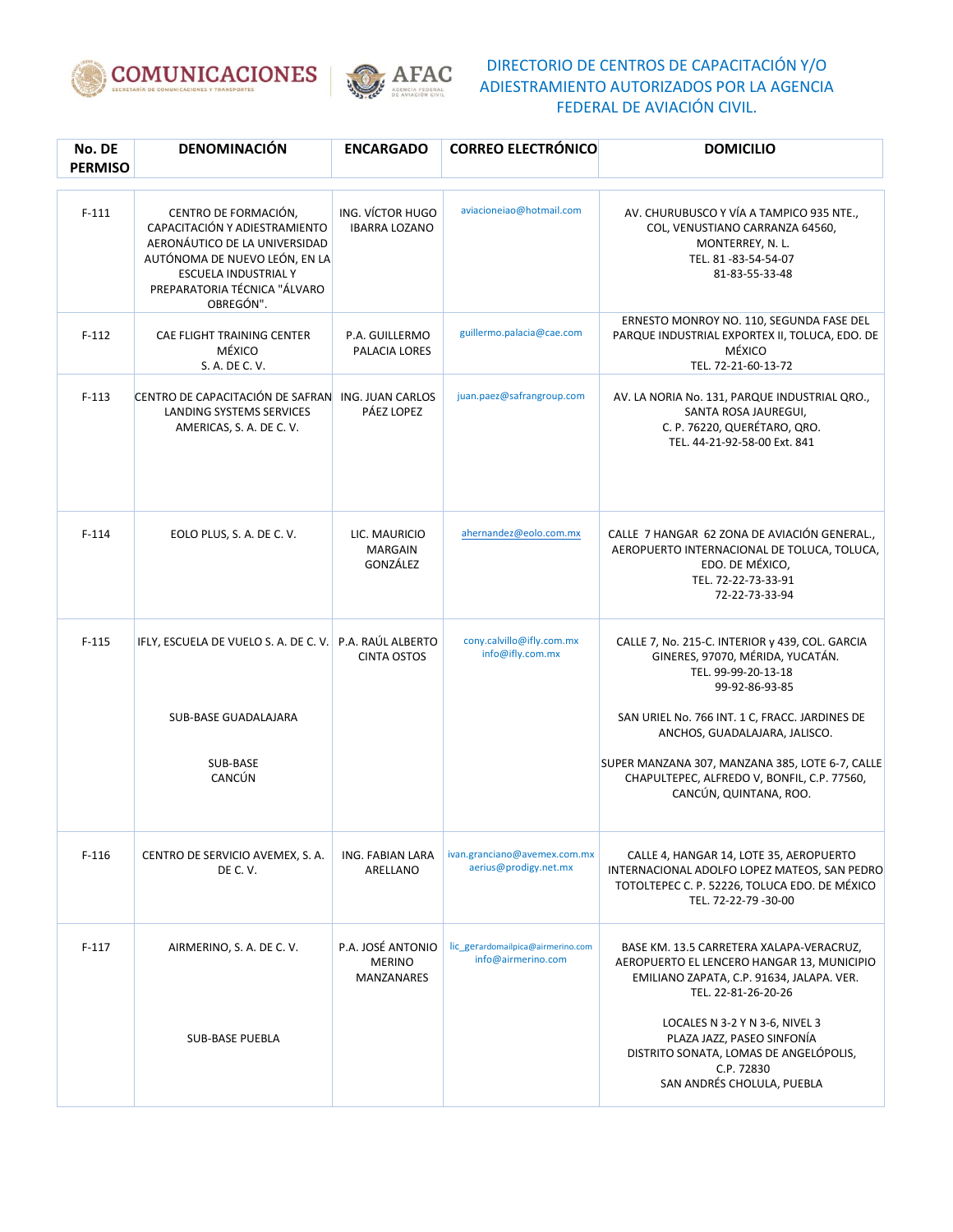DIRECTORIO DE CENTROS DE CAPACITACIÓN Y/O ADIESTRAMIENTO AUTORIZADOS POR LA AGENCIA FEDERAL DE AVIACIÓN CIVIL.

| No. DE PERMISO | DENOMINACIÓN | ENCARGADO | CORREO ELECTRÓNICO | DOMICILIO |
|---|---|---|---|---|
| F-111 | CENTRO DE FORMACIÓN, CAPACITACIÓN Y ADIESTRAMIENTO AERONÁUTICO DE LA UNIVERSIDAD AUTÓNOMA DE NUEVO LEÓN, EN LA ESCUELA INDUSTRIAL Y PREPARATORIA TÉCNICA "ÁLVARO OBREGÓN". | ING. VÍCTOR HUGO IBARRA LOZANO | aviacioneiao@hotmail.com | AV. CHURUBUSCO Y VÍA A TAMPICO 935 NTE., COL, VENUSTIANO CARRANZA 64560, MONTERREY, N. L. TEL. 81 -83-54-54-07 81-83-55-33-48 |
| F-112 | CAE FLIGHT TRAINING CENTER MÉXICO S. A. DE C. V. | P.A. GUILLERMO PALACIA LORES | guillermo.palacia@cae.com | ERNESTO MONROY NO. 110, SEGUNDA FASE DEL PARQUE INDUSTRIAL EXPORTEX II, TOLUCA, EDO. DE MÉXICO TEL. 72-21-60-13-72 |
| F-113 | CENTRO DE CAPACITACIÓN DE SAFRAN LANDING SYSTEMS SERVICES AMERICAS, S. A. DE C. V. | ING. JUAN CARLOS PÁEZ LOPEZ | juan.paez@safrangroup.com | AV. LA NORIA No. 131, PARQUE INDUSTRIAL QRO., SANTA ROSA JAUREGUI, C. P. 76220, QUERÉTARO, QRO. TEL. 44-21-92-58-00 Ext. 841 |
| F-114 | EOLO PLUS, S. A. DE C. V. | LIC. MAURICIO MARGAIN GONZÁLEZ | ahernandez@eolo.com.mx | CALLE 7 HANGAR 62 ZONA DE AVIACIÓN GENERAL., AEROPUERTO INTERNACIONAL DE TOLUCA, TOLUCA, EDO. DE MÉXICO, TEL. 72-22-73-33-91 72-22-73-33-94 |
| F-115 | IFLY, ESCUELA DE VUELO S. A. DE C. V. | P.A. RAÚL ALBERTO CINTA OSTOS | cony.calvillo@ifly.com.mx info@ifly.com.mx | CALLE 7, No. 215-C. INTERIOR y 439, COL. GARCIA GINERES, 97070, MÉRIDA, YUCATÁN. TEL. 99-99-20-13-18 99-92-86-93-85 |
| | SUB-BASE GUADALAJARA | | | SAN URIEL No. 766 INT. 1 C, FRACC. JARDINES DE ANCHOS, GUADALAJARA, JALISCO. |
| | SUB-BASE CANCÚN | | | SUPER MANZANA 307, MANZANA 385, LOTE 6-7, CALLE CHAPULTEPEC, ALFREDO V, BONFIL, C.P. 77560, CANCÚN, QUINTANA, ROO. |
| F-116 | CENTRO DE SERVICIO AVEMEX, S. A. DE C. V. | ING. FABIAN LARA ARELLANO | ivan.granciano@avemex.com.mx aerius@prodigy.net.mx | CALLE 4, HANGAR 14, LOTE 35, AEROPUERTO INTERNACIONAL ADOLFO LOPEZ MATEOS, SAN PEDRO TOTOLTEPEC C. P. 52226, TOLUCA EDO. DE MÉXICO TEL. 72-22-79 -30-00 |
| F-117 | AIRMERINO, S. A. DE C. V. | P.A. JOSÉ ANTONIO MERINO MANZANARES | lic_gerardomailpica@airmerino.com info@airmerino.com | BASE KM. 13.5 CARRETERA XALAPA-VERACRUZ, AEROPUERTO EL LENCERO HANGAR 13, MUNICIPIO EMILIANO ZAPATA, C.P. 91634, JALAPA. VER. TEL. 22-81-26-20-26 |
| | SUB-BASE PUEBLA | | | LOCALES N 3-2 Y N 3-6, NIVEL 3 PLAZA JAZZ, PASEO SINFONÍA DISTRITO SONATA, LOMAS DE ANGELÓPOLIS, C.P. 72830 SAN ANDRÉS CHOLULA, PUEBLA |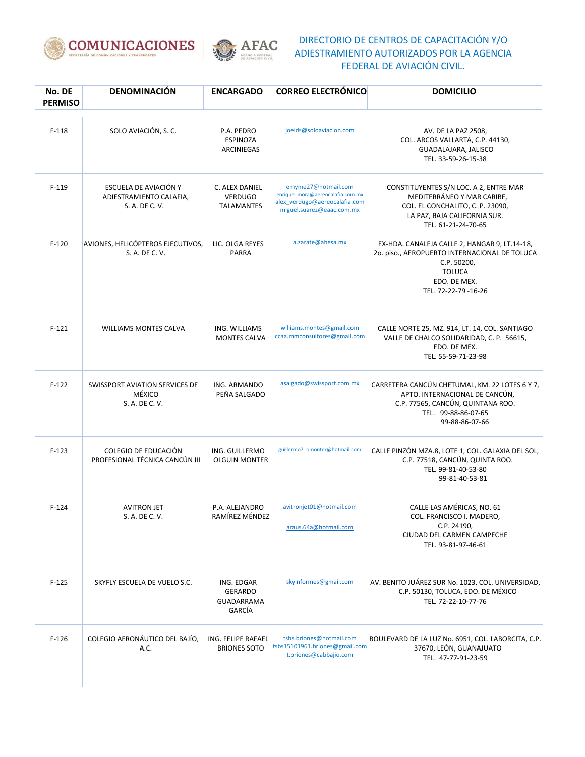# DIRECTORIO DE CENTROS DE CAPACITACIÓN Y/O ADIESTRAMIENTO AUTORIZADOS POR LA AGENCIA FEDERAL DE AVIACIÓN CIVIL.

| No. DE PERMISO | DENOMINACIÓN | ENCARGADO | CORREO ELECTRÓNICO | DOMICILIO |
|---|---|---|---|---|
| F-118 | SOLO AVIACIÓN, S. C. | P.A. PEDRO ESPINOZA ARCINIEGAS | joelds@soloaviacion.com | AV. DE LA PAZ 2508, COL. ARCOS VALLARTA, C.P. 44130, GUADALAJARA, JALISCO TEL. 33-59-26-15-38 |
| F-119 | ESCUELA DE AVIACIÓN Y ADIESTRAMIENTO CALAFIA, S. A. DE C. V. | C. ALEX DANIEL VERDUGO TALAMANTES | emyme27@hotmail.com enrique_mora@aereocalafia.com.mx alex_verdugo@aereocalafia.com miguel.suarez@eaac.com.mx | CONSTITUYENTES S/N LOC. A 2, ENTRE MAR MEDITERRÁNEO Y MAR CARIBE, COL. EL CONCHALITO, C. P. 23090, LA PAZ, BAJA CALIFORNIA SUR. TEL. 61-21-24-70-65 |
| F-120 | AVIONES, HELICÓPTEROS EJECUTIVOS, S. A. DE C. V. | LIC. OLGA REYES PARRA | a.zarate@ahesa.mx | EX-HDA. CANALEJA CALLE 2, HANGAR 9, LT.14-18, 2o. piso., AEROPUERTO INTERNACIONAL DE TOLUCA C.P. 50200, TOLUCA EDO. DE MEX. TEL. 72-22-79 -16-26 |
| F-121 | WILLIAMS MONTES CALVA | ING. WILLIAMS MONTES CALVA | williams.montes@gmail.com ccaa.mmconsultores@gmail.com | CALLE NORTE 25, MZ. 914, LT. 14, COL. SANTIAGO VALLE DE CHALCO SOLIDARIDAD, C. P. 56615, EDO. DE MEX. TEL. 55-59-71-23-98 |
| F-122 | SWISSPORT AVIATION SERVICES DE MÉXICO S. A. DE C. V. | ING. ARMANDO PEÑA SALGADO | asalgado@swissport.com.mx | CARRETERA CANCÚN CHETUMAL, KM. 22 LOTES 6 Y 7, APTO. INTERNACIONAL DE CANCÚN, C.P. 77565, CANCÚN, QUINTANA ROO. TEL. 99-88-86-07-65 99-88-86-07-66 |
| F-123 | COLEGIO DE EDUCACIÓN PROFESIONAL TÉCNICA CANCÚN III | ING. GUILLERMO OLGUIN MONTER | guillermo7_omonter@hotmail.com | CALLE PINZÓN MZA.8, LOTE 1, COL. GALAXIA DEL SOL, C.P. 77518, CANCÚN, QUINTA ROO. TEL. 99-81-40-53-80 99-81-40-53-81 |
| F-124 | AVITRON JET S. A. DE C. V. | P.A. ALEJANDRO RAMÍREZ MÉNDEZ | avitronjet01@hotmail.com araus.64a@hotmail.com | CALLE LAS AMÉRICAS, NO. 61 COL. FRANCISCO I. MADERO, C.P. 24190, CIUDAD DEL CARMEN CAMPECHE TEL. 93-81-97-46-61 |
| F-125 | SKYFLY ESCUELA DE VUELO S.C. | ING. EDGAR GERARDO GUADARRAMA GARCÍA | skyinformes@gmail.com | AV. BENITO JUÁREZ SUR No. 1023, COL. UNIVERSIDAD, C.P. 50130, TOLUCA, EDO. DE MÉXICO TEL. 72-22-10-77-76 |
| F-126 | COLEGIO AERONÁUTICO DEL BAJÍO, A.C. | ING. FELIPE RAFAEL BRIONES SOTO | tsbs.briones@hotmail.com tsbs15101961.briones@gmail.com t.briones@cabbajio.com | BOULEVARD DE LA LUZ No. 6951, COL. LABORCITA, C.P. 37670, LEÓN, GUANAJUATO TEL. 47-77-91-23-59 |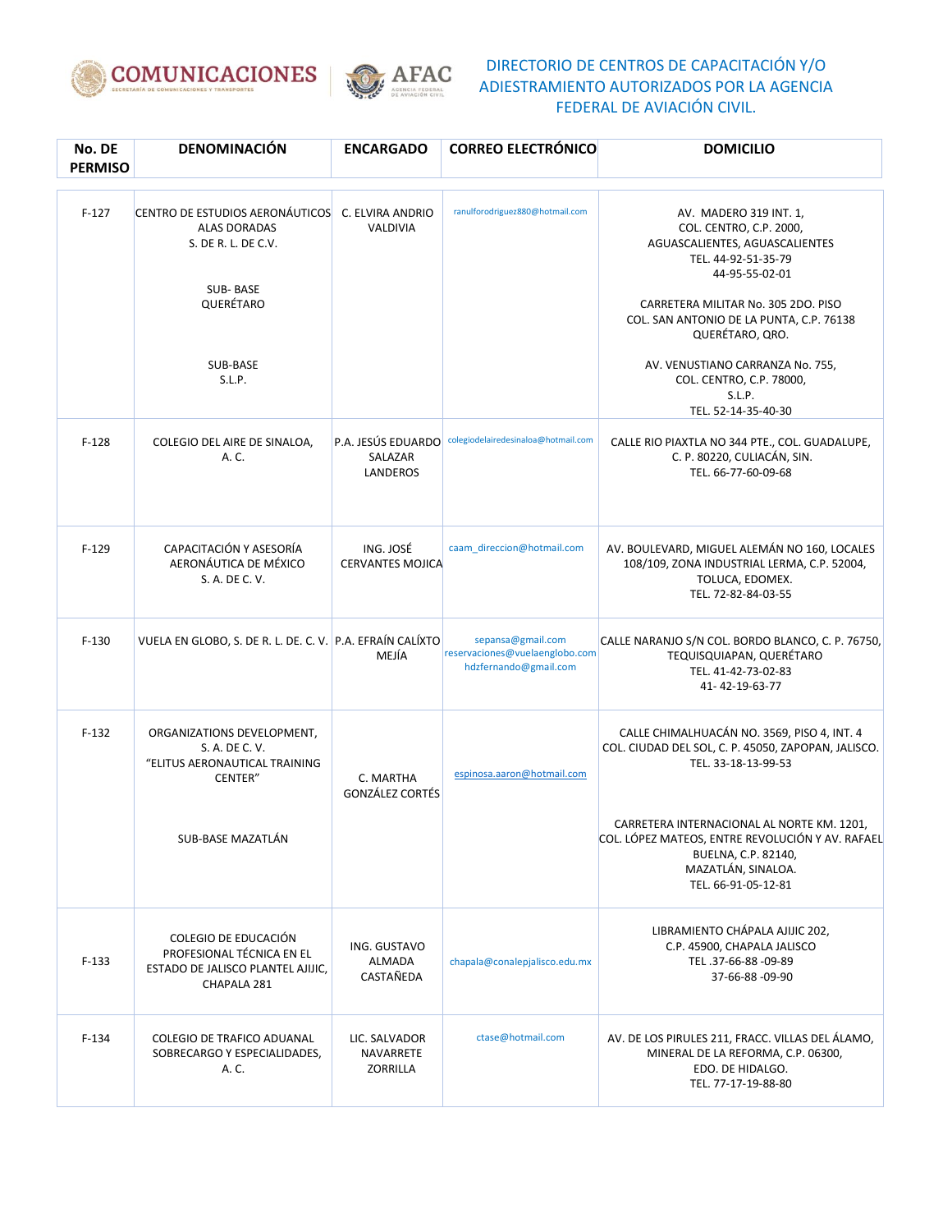## DIRECTORIO DE CENTROS DE CAPACITACIÓN Y/O ADIESTRAMIENTO AUTORIZADOS POR LA AGENCIA FEDERAL DE AVIACIÓN CIVIL.

| No. DE PERMISO | DENOMINACIÓN | ENCARGADO | CORREO ELECTRÓNICO | DOMICILIO |
|---|---|---|---|---|
| F-127 | CENTRO DE ESTUDIOS AERONÁUTICOS ALAS DORADAS S. DE R. L. DE C.V.<br><br>SUB- BASE QUERÉTARO<br><br>SUB-BASE S.L.P. | C. ELVIRA ANDRIO VALDIVIA | ranulforodriguez880@hotmail.com | AV. MADERO 319 INT. 1, COL. CENTRO, C.P. 2000, AGUASCALIENTES, AGUASCALIENTES TEL. 44-92-51-35-79 44-95-55-02-01<br><br>CARRETERA MILITAR No. 305 2DO. PISO COL. SAN ANTONIO DE LA PUNTA, C.P. 76138 QUERÉTARO, QRO.<br><br>AV. VENUSTIANO CARRANZA No. 755, COL. CENTRO, C.P. 78000, S.L.P. TEL. 52-14-35-40-30 |
| F-128 | COLEGIO DEL AIRE DE SINALOA, A. C. | P.A. JESÚS EDUARDO SALAZAR LANDEROS | colegiodelairedesinaloa@hotmail.com | CALLE RIO PIAXTLA NO 344 PTE., COL. GUADALUPE, C. P. 80220, CULIACÁN, SIN. TEL. 66-77-60-09-68 |
| F-129 | CAPACITACIÓN Y ASESORÍA AERONÁUTICA DE MÉXICO S. A. DE C. V. | ING. JOSÉ CERVANTES MOJICA | caam_direccion@hotmail.com | AV. BOULEVARD, MIGUEL ALEMÁN NO 160, LOCALES 108/109, ZONA INDUSTRIAL LERMA, C.P. 52004, TOLUCA, EDOMEX. TEL. 72-82-84-03-55 |
| F-130 | VUELA EN GLOBO, S. DE R. L. DE. C. V. | P.A. EFRAÍN CALÍXTO MEJÍA | sepansa@gmail.com<br>reservaciones@vuelaenglobo.com<br>hdzfernando@gmail.com | CALLE NARANJO S/N COL. BORDO BLANCO, C. P. 76750, TEQUISQUIAPAN, QUERÉTARO TEL. 41-42-73-02-83 41- 42-19-63-77 |
| F-132 | ORGANIZATIONS DEVELOPMENT, S. A. DE C. V. "ELITUS AERONAUTICAL TRAINING CENTER"<br><br>SUB-BASE MAZATLÁN | C. MARTHA GONZÁLEZ CORTÉS | espinosa.aaron@hotmail.com | CALLE CHIMALHUACÁN NO. 3569, PISO 4, INT. 4 COL. CIUDAD DEL SOL, C. P. 45050, ZAPOPAN, JALISCO. TEL. 33-18-13-99-53<br><br>CARRETERA INTERNACIONAL AL NORTE KM. 1201, COL. LÓPEZ MATEOS, ENTRE REVOLUCIÓN Y AV. RAFAEL BUELNA, C.P. 82140, MAZATLÁN, SINALOA. TEL. 66-91-05-12-81 |
| F-133 | COLEGIO DE EDUCACIÓN PROFESIONAL TÉCNICA EN EL ESTADO DE JALISCO PLANTEL AJIJIC, CHAPALA 281 | ING. GUSTAVO ALMADA CASTAÑEDA | chapala@conalepjalisco.edu.mx | LIBRAMIENTO CHÁPALA AJIJIC 202, C.P. 45900, CHAPALA JALISCO TEL .37-66-88 -09-89 37-66-88 -09-90 |
| F-134 | COLEGIO DE TRAFICO ADUANAL SOBRECARGO Y ESPECIALIDADES, A. C. | LIC. SALVADOR NAVARRETE ZORRILLA | ctase@hotmail.com | AV. DE LOS PIRULES 211, FRACC. VILLAS DEL ÁLAMO, MINERAL DE LA REFORMA, C.P. 06300, EDO. DE HIDALGO. TEL. 77-17-19-88-80 |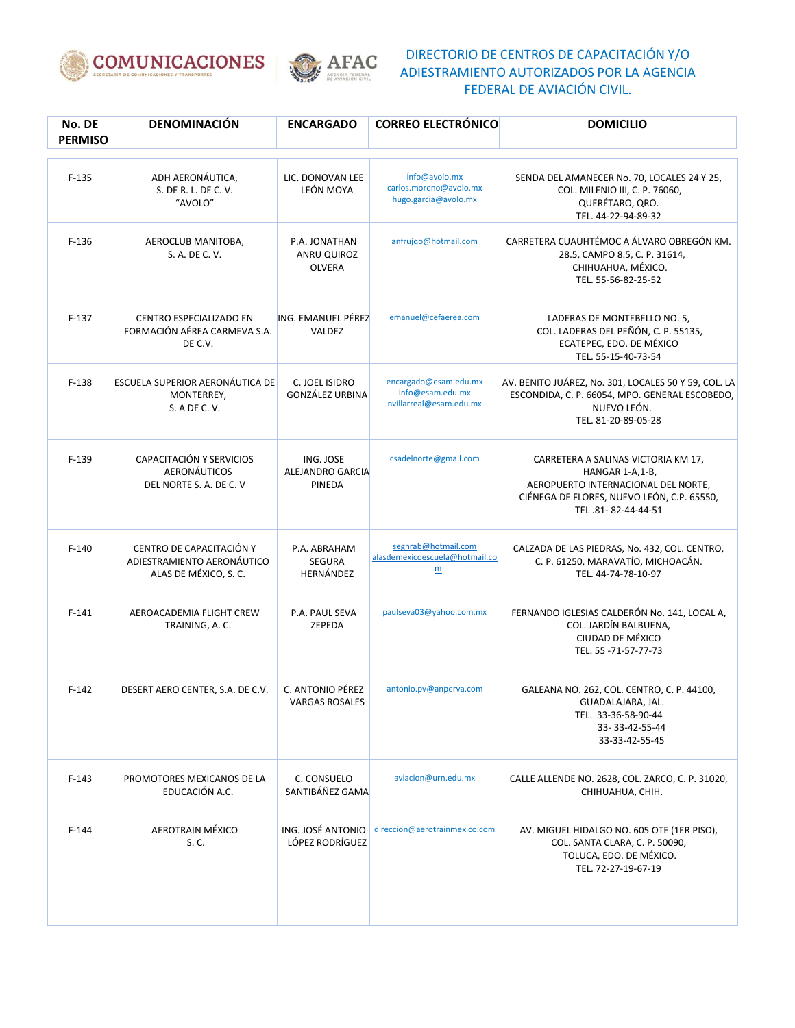DIRECTORIO DE CENTROS DE CAPACITACIÓN Y/O ADIESTRAMIENTO AUTORIZADOS POR LA AGENCIA FEDERAL DE AVIACIÓN CIVIL.

| No. DE PERMISO | DENOMINACIÓN | ENCARGADO | CORREO ELECTRÓNICO | DOMICILIO |
|---|---|---|---|---|
| F-135 | ADH AERONÁUTICA, S. DE R. L. DE C. V. "AVOLO" | LIC. DONOVAN LEE LEÓN MOYA | info@avolo.mx carlos.moreno@avolo.mx hugo.garcia@avolo.mx | SENDA DEL AMANECER No. 70, LOCALES 24 Y 25, COL. MILENIO III, C. P. 76060, QUERÉTARO, QRO. TEL. 44-22-94-89-32 |
| F-136 | AEROCLUB MANITOBA, S. A. DE C. V. | P.A. JONATHAN ANRU QUIROZ OLVERA | anfrujqo@hotmail.com | CARRETERA CUAUHTÉMOC A ÁLVARO OBREGÓN KM. 28.5, CAMPO 8.5, C. P. 31614, CHIHUAHUA, MÉXICO. TEL. 55-56-82-25-52 |
| F-137 | CENTRO ESPECIALIZADO EN FORMACIÓN AÉREA CARMEVA S.A. DE C.V. | ING. EMANUEL PÉREZ VALDEZ | emanuel@cefaerea.com | LADERAS DE MONTEBELLO NO. 5, COL. LADERAS DEL PEÑÓN, C. P. 55135, ECATEPEC, EDO. DE MÉXICO TEL. 55-15-40-73-54 |
| F-138 | ESCUELA SUPERIOR AERONÁUTICA DE MONTERREY, S. A DE C. V. | C. JOEL ISIDRO GONZÁLEZ URBINA | encargado@esam.edu.mx info@esam.edu.mx nvillarreal@esam.edu.mx | AV. BENITO JUÁREZ, No. 301, LOCALES 50 Y 59, COL. LA ESCONDIDA, C. P. 66054, MPO. GENERAL ESCOBEDO, NUEVO LEÓN. TEL. 81-20-89-05-28 |
| F-139 | CAPACITACIÓN Y SERVICIOS AERONÁUTICOS DEL NORTE S. A. DE C. V | ING. JOSE ALEJANDRO GARCIA PINEDA | csadelnorte@gmail.com | CARRETERA A SALINAS VICTORIA KM 17, HANGAR 1-A,1-B, AEROPUERTO INTERNACIONAL DEL NORTE, CIÉNEGA DE FLORES, NUEVO LEÓN, C.P. 65550, TEL .81- 82-44-44-51 |
| F-140 | CENTRO DE CAPACITACIÓN Y ADIESTRAMIENTO AERONÁUTICO ALAS DE MÉXICO, S. C. | P.A. ABRAHAM SEGURA HERNÁNDEZ | seghrab@hotmail.com alasdemexicoescuela@hotmail.com | CALZADA DE LAS PIEDRAS, No. 432, COL. CENTRO, C. P. 61250, MARAVATÍO, MICHOACÁN. TEL. 44-74-78-10-97 |
| F-141 | AEROACADEMIA FLIGHT CREW TRAINING, A. C. | P.A. PAUL SEVA ZEPEDA | paulseva03@yahoo.com.mx | FERNANDO IGLESIAS CALDERÓN No. 141, LOCAL A, COL. JARDÍN BALBUENA, CIUDAD DE MÉXICO TEL. 55 -71-57-77-73 |
| F-142 | DESERT AERO CENTER, S.A. DE C.V. | C. ANTONIO PÉREZ VARGAS ROSALES | antonio.pv@anperva.com | GALEANA NO. 262, COL. CENTRO, C. P. 44100, GUADALAJARA, JAL. TEL. 33-36-58-90-44 33- 33-42-55-44 33-33-42-55-45 |
| F-143 | PROMOTORES MEXICANOS DE LA EDUCACIÓN A.C. | C. CONSUELO SANTIBÁÑEZ GAMA | aviacion@urn.edu.mx | CALLE ALLENDE NO. 2628, COL. ZARCO, C. P. 31020, CHIHUAHUA, CHIH. |
| F-144 | AEROTRAIN MÉXICO S. C. | ING. JOSÉ ANTONIO LÓPEZ RODRÍGUEZ | direccion@aerotrainmexico.com | AV. MIGUEL HIDALGO NO. 605 OTE (1ER PISO), COL. SANTA CLARA, C. P. 50090, TOLUCA, EDO. DE MÉXICO. TEL. 72-27-19-67-19 |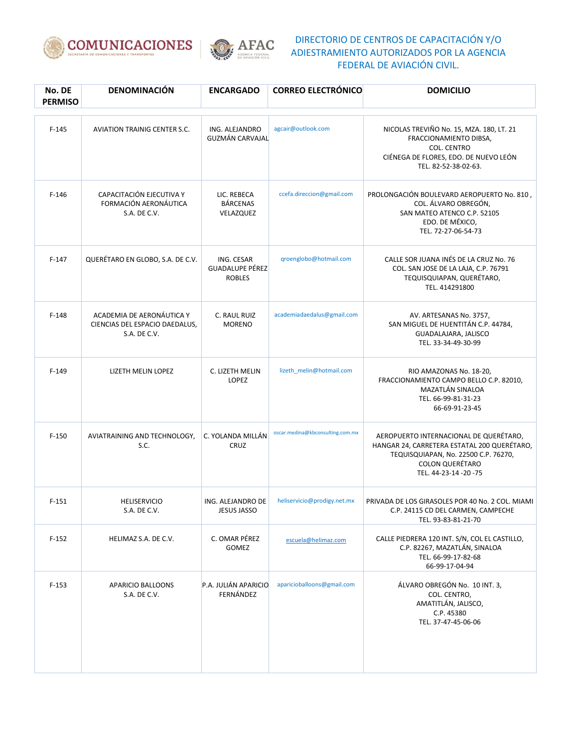# DIRECTORIO DE CENTROS DE CAPACITACIÓN Y/O ADIESTRAMIENTO AUTORIZADOS POR LA AGENCIA FEDERAL DE AVIACIÓN CIVIL.

| No. DE PERMISO | DENOMINACIÓN | ENCARGADO | CORREO ELECTRÓNICO | DOMICILIO |
|---|---|---|---|---|
| F-145 | AVIATION TRAINIG CENTER S.C. | ING. ALEJANDRO GUZMÁN CARVAJAL | agcair@outlook.com | NICOLAS TREVIÑO No. 15, MZA. 180, LT. 21 FRACCIONAMIENTO DIBSA, COL. CENTRO CIÉNEGA DE FLORES, EDO. DE NUEVO LEÓN TEL. 82-52-38-02-63. |
| F-146 | CAPACITACIÓN EJECUTIVA Y FORMACIÓN AERONÁUTICA S.A. DE C.V. | LIC. REBECA BÁRCENAS VELAZQUEZ | ccefa.direccion@gmail.com | PROLONGACIÓN BOULEVARD AEROPUERTO No. 810 , COL. ÁLVARO OBREGÓN, SAN MATEO ATENCO C.P. 52105 EDO. DE MÉXICO, TEL. 72-27-06-54-73 |
| F-147 | QUERÉTARO EN GLOBO, S.A. DE C.V. | ING. CESAR GUADALUPE PÉREZ ROBLES | qroenglobo@hotmail.com | CALLE SOR JUANA INÉS DE LA CRUZ No. 76 COL. SAN JOSE DE LA LAJA, C.P. 76791 TEQUISQUIAPAN, QUERÉTARO, TEL. 414291800 |
| F-148 | ACADEMIA DE AERONÁUTICA Y CIENCIAS DEL ESPACIO DAEDALUS, S.A. DE C.V. | C. RAUL RUIZ MORENO | academiadaedalus@gmail.com | AV. ARTESANAS No. 3757, SAN MIGUEL DE HUENTITÁN C.P. 44784, GUADALAJARA, JALISCO TEL. 33-34-49-30-99 |
| F-149 | LIZETH MELIN LOPEZ | C. LIZETH MELIN LOPEZ | lizeth_melin@hotmail.com | RIO AMAZONAS No. 18-20, FRACCIONAMIENTO CAMPO BELLO C.P. 82010, MAZATLÁN SINALOA TEL. 66-99-81-31-23 66-69-91-23-45 |
| F-150 | AVIATRAINING AND TECHNOLOGY, S.C. | C. YOLANDA MILLÁN CRUZ | oscar.medina@kbconsulting.com.mx | AEROPUERTO INTERNACIONAL DE QUERÉTARO, HANGAR 24, CARRETERA ESTATAL 200 QUERÉTARO, TEQUISQUIAPAN, No. 22500 C.P. 76270, COLON QUERÉTARO TEL. 44-23-14 -20 -75 |
| F-151 | HELISERVICIO S.A. DE C.V. | ING. ALEJANDRO DE JESUS JASSO | heliservicio@prodigy.net.mx | PRIVADA DE LOS GIRASOLES POR 40 No. 2 COL. MIAMI C.P. 24115 CD DEL CARMEN, CAMPECHE TEL. 93-83-81-21-70 |
| F-152 | HELIMAZ S.A. DE C.V. | C. OMAR PÉREZ GOMEZ | escuela@helimaz.com | CALLE PIEDRERA 120 INT. S/N, COL EL CASTILLO, C.P. 82267, MAZATLÁN, SINALOA TEL. 66-99-17-82-68 66-99-17-04-94 |
| F-153 | APARICIO BALLOONS S.A. DE C.V. | P.A. JULIÁN APARICIO FERNÁNDEZ | aparicioballoons@gmail.com | ÁLVARO OBREGÓN No. 10 INT. 3, COL. CENTRO, AMATITLÁN, JALISCO, C.P. 45380 TEL. 37-47-45-06-06 |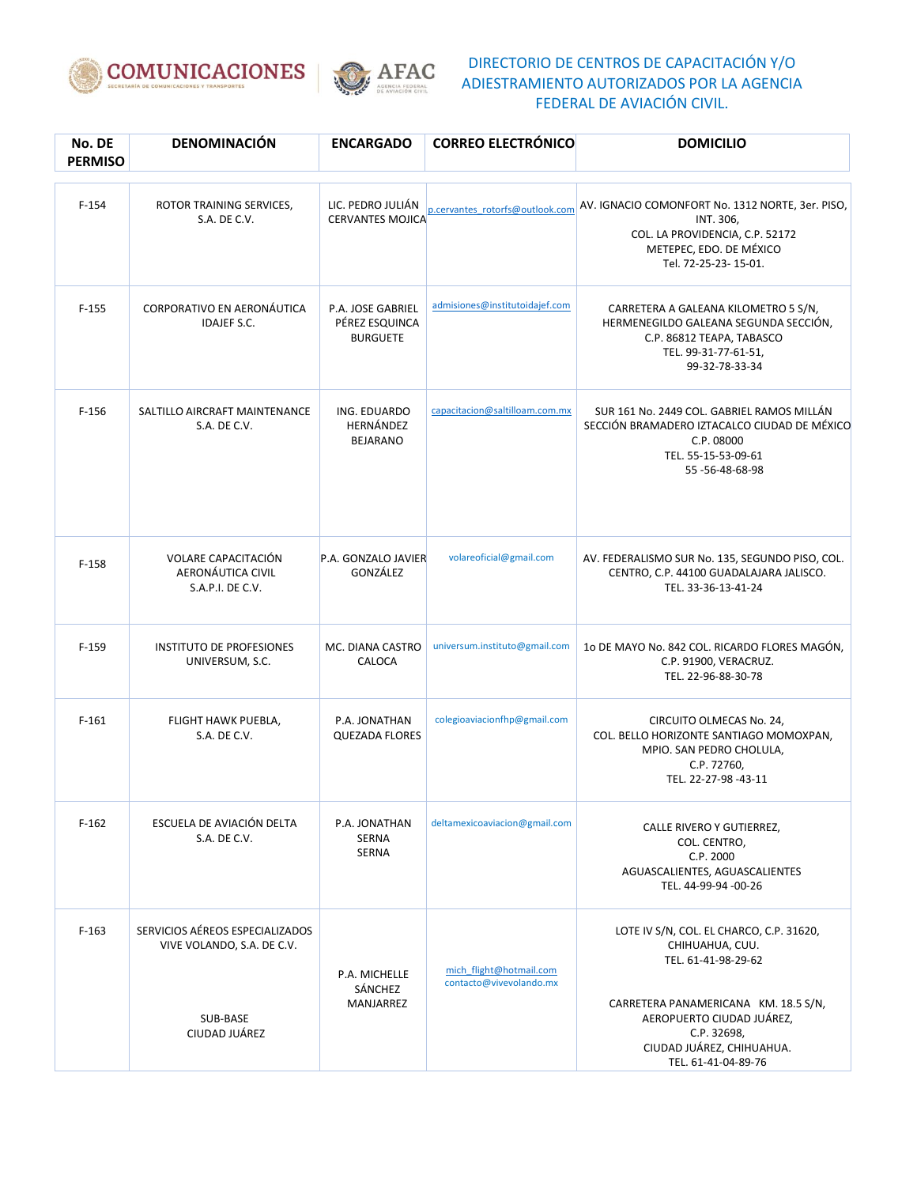# DIRECTORIO DE CENTROS DE CAPACITACIÓN Y/O ADIESTRAMIENTO AUTORIZADOS POR LA AGENCIA FEDERAL DE AVIACIÓN CIVIL.

| No. DE PERMISO | DENOMINACIÓN | ENCARGADO | CORREO ELECTRÓNICO | DOMICILIO |
|---|---|---|---|---|
| F-154 | ROTOR TRAINING SERVICES, S.A. DE C.V. | LIC. PEDRO JULIÁN CERVANTES MOJICA | p.cervantes_rotorfs@outlook.com | AV. IGNACIO COMONFORT No. 1312 NORTE, 3er. PISO, INT. 306, COL. LA PROVIDENCIA, C.P. 52172 METEPEC, EDO. DE MÉXICO Tel. 72-25-23- 15-01. |
| F-155 | CORPORATIVO EN AERONÁUTICA IDAJEF S.C. | P.A. JOSE GABRIEL PÉREZ ESQUINCA BURGUETE | admisiones@institutoidajef.com | CARRETERA A GALEANA KILOMETRO 5 S/N, HERMENEGILDO GALEANA SEGUNDA SECCIÓN, C.P. 86812 TEAPA, TABASCO TEL. 99-31-77-61-51, 99-32-78-33-34 |
| F-156 | SALTILLO AIRCRAFT MAINTENANCE S.A. DE C.V. | ING. EDUARDO HERNÁNDEZ BEJARANO | capacitacion@saltilloam.com.mx | SUR 161 No. 2449 COL. GABRIEL RAMOS MILLÁN SECCIÓN BRAMADERO IZTACALCO CIUDAD DE MÉXICO C.P. 08000 TEL. 55-15-53-09-61 55 -56-48-68-98 |
| F-158 | VOLARE CAPACITACIÓN AERONÁUTICA CIVIL S.A.P.I. DE C.V. | P.A. GONZALO JAVIER GONZÁLEZ | volareoficial@gmail.com | AV. FEDERALISMO SUR No. 135, SEGUNDO PISO, COL. CENTRO, C.P. 44100 GUADALAJARA JALISCO. TEL. 33-36-13-41-24 |
| F-159 | INSTITUTO DE PROFESIONES UNIVERSUM, S.C. | MC. DIANA CASTRO CALOCA | universum.instituto@gmail.com | 1o DE MAYO No. 842 COL. RICARDO FLORES MAGÓN, C.P. 91900, VERACRUZ. TEL. 22-96-88-30-78 |
| F-161 | FLIGHT HAWK PUEBLA, S.A. DE C.V. | P.A. JONATHAN QUEZADA FLORES | colegioaviacionfhp@gmail.com | CIRCUITO OLMECAS No. 24, COL. BELLO HORIZONTE SANTIAGO MOMOXPAN, MPIO. SAN PEDRO CHOLULA, C.P. 72760, TEL. 22-27-98 -43-11 |
| F-162 | ESCUELA DE AVIACIÓN DELTA S.A. DE C.V. | P.A. JONATHAN SERNA SERNA | deltamexicoaviacion@gmail.com | CALLE RIVERO Y GUTIERREZ, COL. CENTRO, C.P. 2000 AGUASCALIENTES, AGUASCALIENTES TEL. 44-99-94 -00-26 |
| F-163 | SERVICIOS AÉREOS ESPECIALIZADOS VIVE VOLANDO, S.A. DE C.V. SUB-BASE CIUDAD JUÁREZ | P.A. MICHELLE SÁNCHEZ MANJARREZ | mich_flight@hotmail.com contacto@vivevolando.mx | LOTE IV S/N, COL. EL CHARCO, C.P. 31620, CHIHUAHUA, CUU. TEL. 61-41-98-29-62 CARRETERA PANAMERICANA KM. 18.5 S/N, AEROPUERTO CIUDAD JUÁREZ, C.P. 32698, CIUDAD JUÁREZ, CHIHUAHUA. TEL. 61-41-04-89-76 |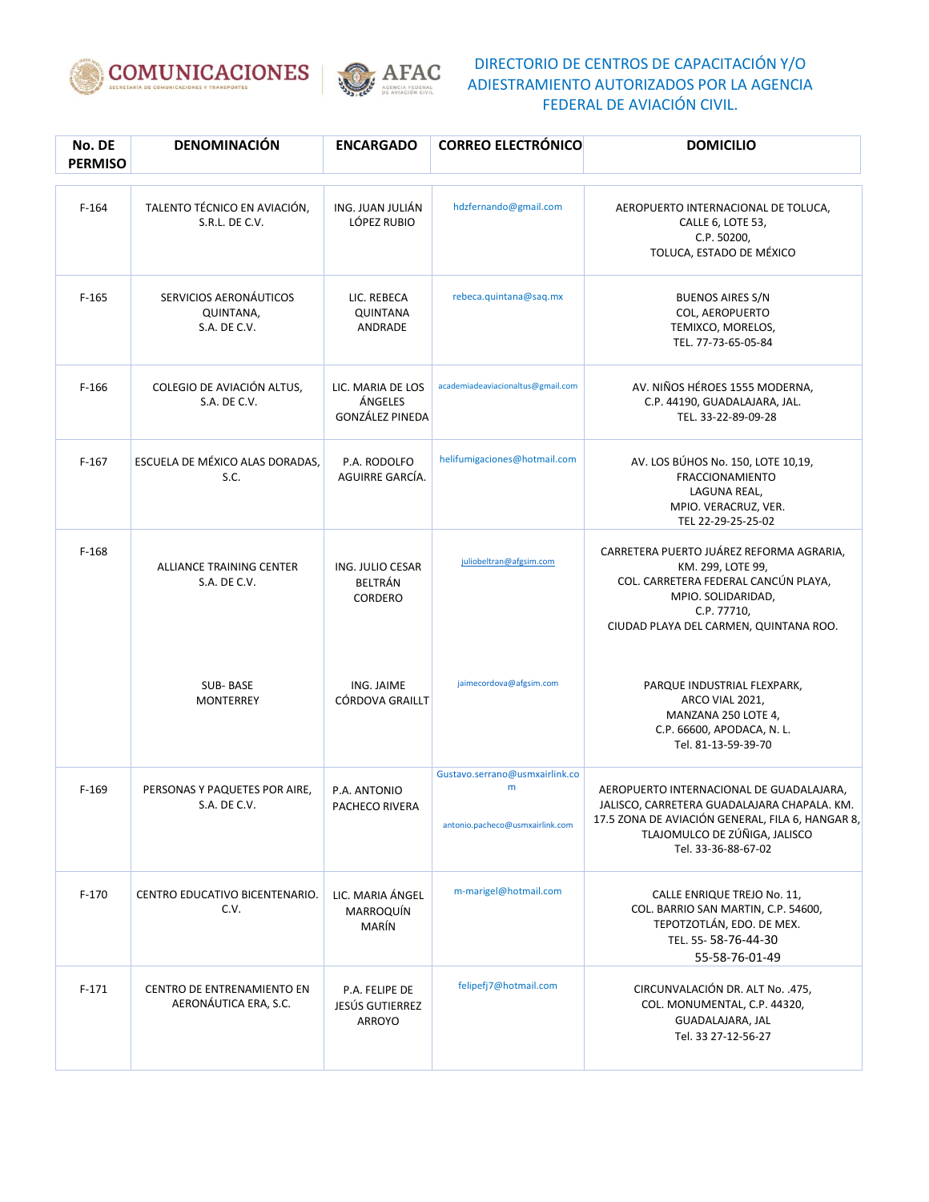DIRECTORIO DE CENTROS DE CAPACITACIÓN Y/O ADIESTRAMIENTO AUTORIZADOS POR LA AGENCIA FEDERAL DE AVIACIÓN CIVIL.

| No. DE PERMISO | DENOMINACIÓN | ENCARGADO | CORREO ELECTRÓNICO | DOMICILIO |
|---|---|---|---|---|
| F-164 | TALENTO TÉCNICO EN AVIACIÓN, S.R.L. DE C.V. | ING. JUAN JULIÁN LÓPEZ RUBIO | hdzfernando@gmail.com | AEROPUERTO INTERNACIONAL DE TOLUCA, CALLE 6, LOTE 53, C.P. 50200, TOLUCA, ESTADO DE MÉXICO |
| F-165 | SERVICIOS AERONÁUTICOS QUINTANA, S.A. DE C.V. | LIC. REBECA QUINTANA ANDRADE | rebeca.quintana@saq.mx | BUENOS AIRES S/N COL, AEROPUERTO TEMIXCO, MORELOS, TEL. 77-73-65-05-84 |
| F-166 | COLEGIO DE AVIACIÓN ALTUS, S.A. DE C.V. | LIC. MARIA DE LOS ÁNGELES GONZÁLEZ PINEDA | academiadeaviacionaltus@gmail.com | AV. NIÑOS HÉROES 1555 MODERNA, C.P. 44190, GUADALAJARA, JAL. TEL. 33-22-89-09-28 |
| F-167 | ESCUELA DE MÉXICO ALAS DORADAS, S.C. | P.A. RODOLFO AGUIRRE GARCÍA. | helifumigaciones@hotmail.com | AV. LOS BÚHOS No. 150, LOTE 10,19, FRACCIONAMIENTO LAGUNA REAL, MPIO. VERACRUZ, VER. TEL 22-29-25-25-02 |
| F-168 | ALLIANCE TRAINING CENTER S.A. DE C.V. | ING. JULIO CESAR BELTRÁN CORDERO | juliobeltran@afgsim.com | CARRETERA PUERTO JUÁREZ REFORMA AGRARIA, KM. 299, LOTE 99, COL. CARRETERA FEDERAL CANCÚN PLAYA, MPIO. SOLIDARIDAD, C.P. 77710, CIUDAD PLAYA DEL CARMEN, QUINTANA ROO. |
| | SUB- BASE MONTERREY | ING. JAIME CÓRDOVA GRAILLT | jaimecordova@afgsim.com | PARQUE INDUSTRIAL FLEXPARK, ARCO VIAL 2021, MANZANA 250 LOTE 4, C.P. 66600, APODACA, N. L. Tel. 81-13-59-39-70 |
| F-169 | PERSONAS Y PAQUETES POR AIRE, S.A. DE C.V. | P.A. ANTONIO PACHECO RIVERA | Gustavo.serrano@usmxairlink.com<br>antonio.pacheco@usmxairlink.com | AEROPUERTO INTERNACIONAL DE GUADALAJARA, JALISCO, CARRETERA GUADALAJARA CHAPALA. KM. 17.5 ZONA DE AVIACIÓN GENERAL, FILA 6, HANGAR 8, TLAJOMULCO DE ZÚÑIGA, JALISCO Tel. 33-36-88-67-02 |
| F-170 | CENTRO EDUCATIVO BICENTENARIO. C.V. | LIC. MARIA ÁNGEL MARROQUÍN MARÍN | m-marigel@hotmail.com | CALLE ENRIQUE TREJO No. 11, COL. BARRIO SAN MARTIN, C.P. 54600, TEPOTZOTLÁN, EDO. DE MEX. TEL. 55- 58-76-44-30 55-58-76-01-49 |
| F-171 | CENTRO DE ENTRENAMIENTO EN AERONÁUTICA ERA, S.C. | P.A. FELIPE DE JESÚS GUTIERREZ ARROYO | felipefj7@hotmail.com | CIRCUNVALACIÓN DR. ALT No. .475, COL. MONUMENTAL, C.P. 44320, GUADALAJARA, JAL Tel. 33 27-12-56-27 |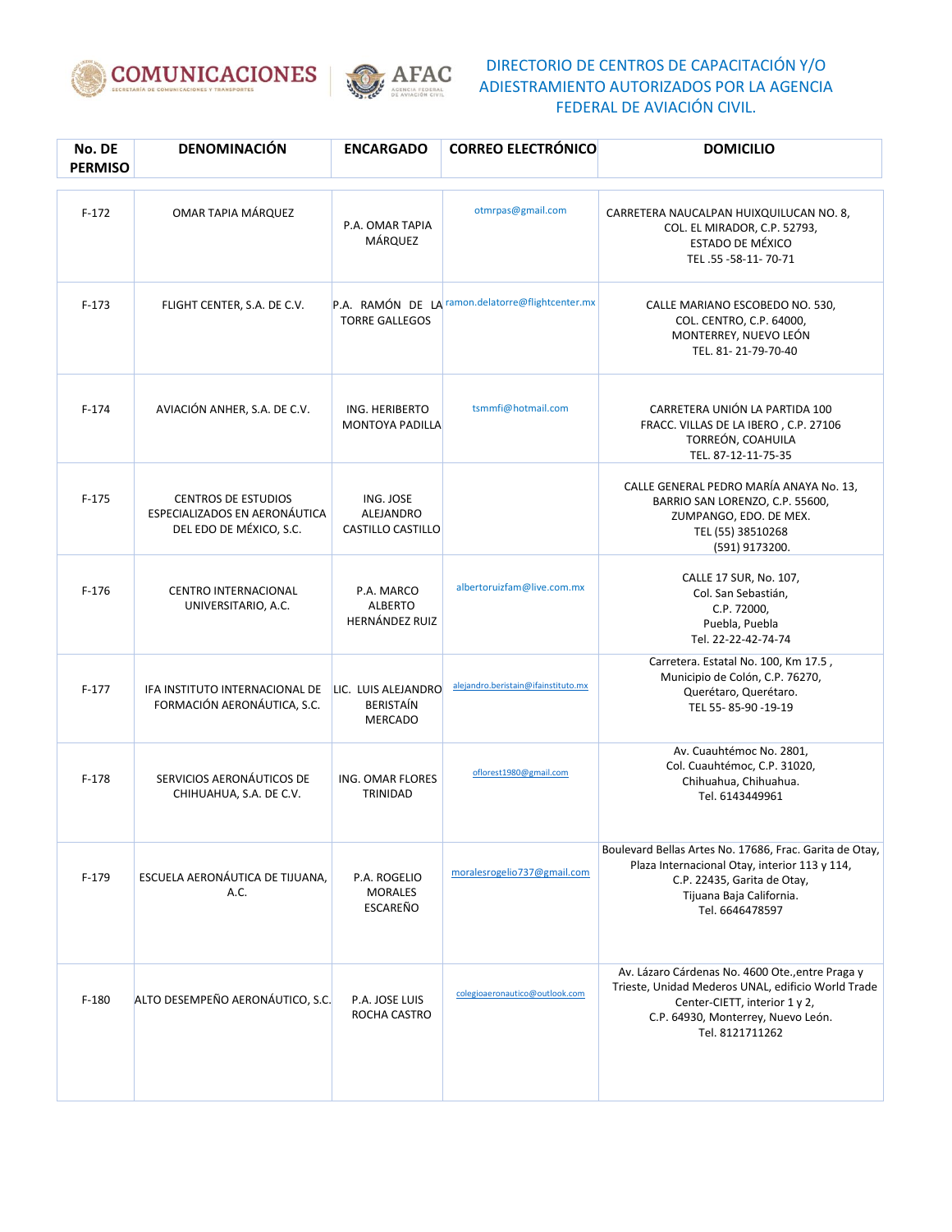DIRECTORIO DE CENTROS DE CAPACITACIÓN Y/O ADIESTRAMIENTO AUTORIZADOS POR LA AGENCIA FEDERAL DE AVIACIÓN CIVIL.

| No. DE PERMISO | DENOMINACIÓN | ENCARGADO | CORREO ELECTRÓNICO | DOMICILIO |
|---|---|---|---|---|
| F-172 | OMAR TAPIA MÁRQUEZ | P.A. OMAR TAPIA MÁRQUEZ | otmrpas@gmail.com | CARRETERA NAUCALPAN HUIXQUILUCAN NO. 8, COL. EL MIRADOR, C.P. 52793, ESTADO DE MÉXICO TEL .55 -58-11- 70-71 |
| F-173 | FLIGHT CENTER, S.A. DE C.V. | P.A. RAMÓN DE LA TORRE GALLEGOS | ramon.delatorre@flightcenter.mx | CALLE MARIANO ESCOBEDO NO. 530, COL. CENTRO, C.P. 64000, MONTERREY, NUEVO LEÓN TEL. 81- 21-79-70-40 |
| F-174 | AVIACIÓN ANHER, S.A. DE C.V. | ING. HERIBERTO MONTOYA PADILLA | tsmmfi@hotmail.com | CARRETERA UNIÓN LA PARTIDA 100 FRACC. VILLAS DE LA IBERO , C.P. 27106 TORREÓN, COAHUILA TEL. 87-12-11-75-35 |
| F-175 | CENTROS DE ESTUDIOS ESPECIALIZADOS EN AERONÁUTICA DEL EDO DE MÉXICO, S.C. | ING. JOSE ALEJANDRO CASTILLO CASTILLO | | CALLE GENERAL PEDRO MARÍA ANAYA No. 13, BARRIO SAN LORENZO, C.P. 55600, ZUMPANGO, EDO. DE MEX. TEL (55) 38510268 (591) 9173200. |
| F-176 | CENTRO INTERNACIONAL UNIVERSITARIO, A.C. | P.A. MARCO ALBERTO HERNÁNDEZ RUIZ | albertoruizfam@live.com.mx | CALLE 17 SUR, No. 107, Col. San Sebastián, C.P. 72000, Puebla, Puebla Tel. 22-22-42-74-74 |
| F-177 | IFA INSTITUTO INTERNACIONAL DE FORMACIÓN AERONÁUTICA, S.C. | LIC. LUIS ALEJANDRO BERISTÁIN MERCADO | alejandro.beristain@ifainstituto.mx | Carretera. Estatal No. 100, Km 17.5 , Municipio de Colón, C.P. 76270, Querétaro, Querétaro. TEL 55- 85-90 -19-19 |
| F-178 | SERVICIOS AERONÁUTICOS DE CHIHUAHUA, S.A. DE C.V. | ING. OMAR FLORES TRINIDAD | oflorest1980@gmail.com | Av. Cuauhtémoc No. 2801, Col. Cuauhtémoc, C.P. 31020, Chihuahua, Chihuahua. Tel. 6143449961 |
| F-179 | ESCUELA AERONÁUTICA DE TIJUANA, A.C. | P.A. ROGELIO MORALES ESCAREÑO | moralesrogelio737@gmail.com | Boulevard Bellas Artes No. 17686, Frac. Garita de Otay, Plaza Internacional Otay, interior 113 y 114, C.P. 22435, Garita de Otay, Tijuana Baja California. Tel. 6646478597 |
| F-180 | ALTO DESEMPEÑO AERONÁUTICO, S.C. | P.A. JOSE LUIS ROCHA CASTRO | colegioaeronautico@outlook.com | Av. Lázaro Cárdenas No. 4600 Ote.,entre Praga y Trieste, Unidad Mederos UNAL, edificio World Trade Center-CIETT, interior 1 y 2, C.P. 64930, Monterrey, Nuevo León. Tel. 8121711262 |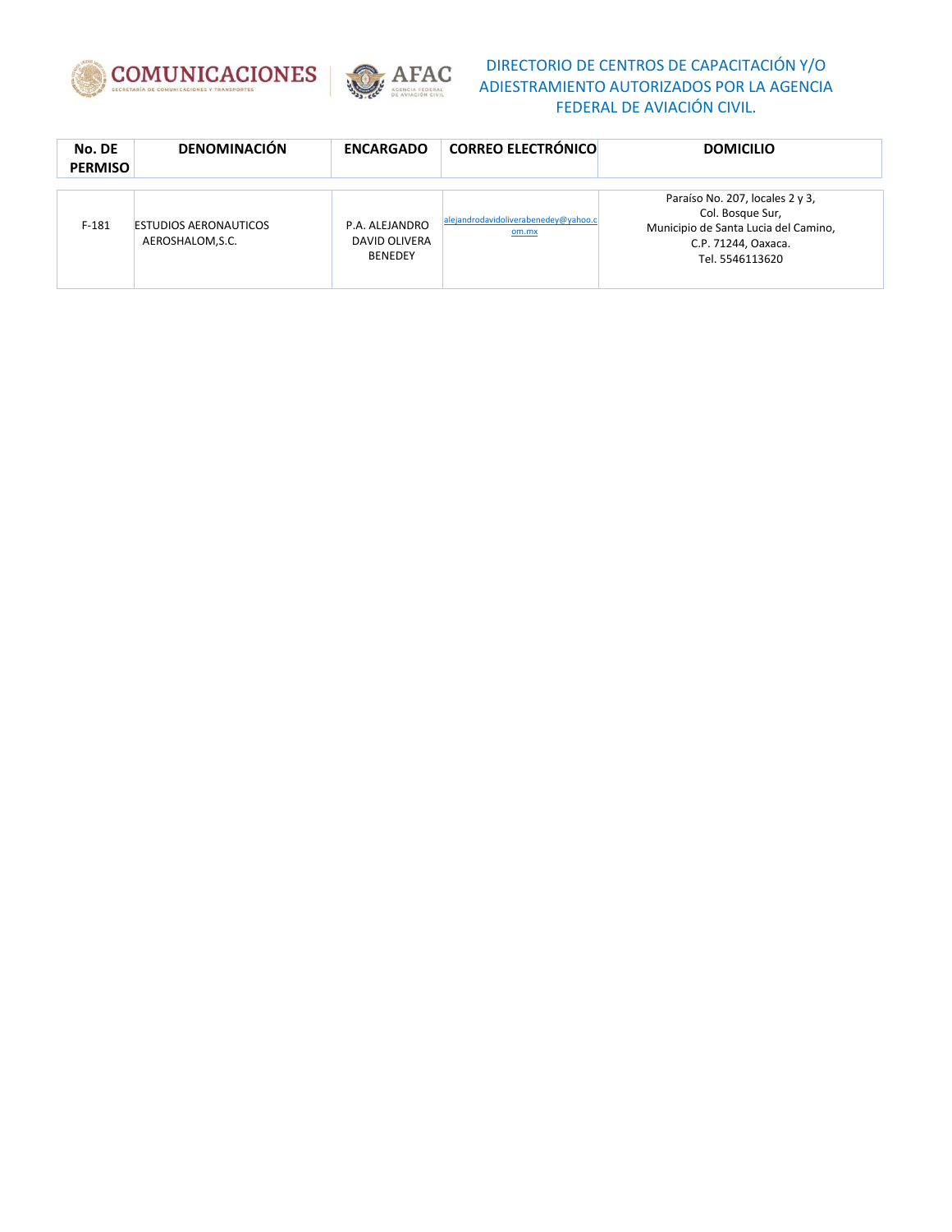DIRECTORIO DE CENTROS DE CAPACITACIÓN Y/O ADIESTRAMIENTO AUTORIZADOS POR LA AGENCIA FEDERAL DE AVIACIÓN CIVIL.

| No. DE PERMISO | DENOMINACIÓN | ENCARGADO | CORREO ELECTRÓNICO | DOMICILIO |
|---|---|---|---|---|
| F-181 | ESTUDIOS AERONAUTICOS AEROSHALOM,S.C. | P.A. ALEJANDRO DAVID OLIVERA BENEDEY | alejandrodavidoliverabenedey@yahoo.com.mx | Paraíso No. 207, locales 2 y 3, Col. Bosque Sur, Municipio de Santa Lucia del Camino, C.P. 71244, Oaxaca. Tel. 5546113620 |